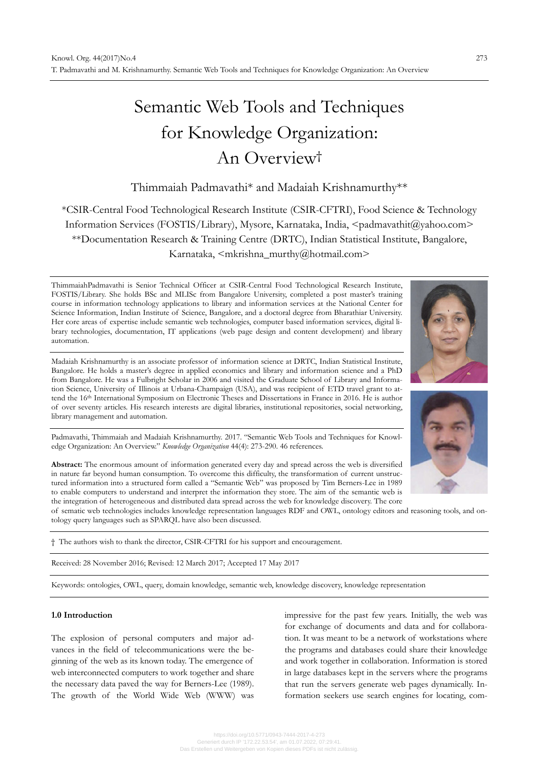# Semantic Web Tools and Techniques for Knowledge Organization: An Overview†

Thimmaiah Padmavathi* and Madaiah Krishnamurthy**

*CSIR-Central Food Technological Research Institute (CSIR-CFTRI), Food Science & Technology Information Services (FOSTIS/Library), Mysore, Karnataka, India, <padmavathit@yahoo.com>
**Documentation Research & Training Centre (DRTC), Indian Statistical Institute, Bangalore, Karnataka, <mkrishna_murthy@hotmail.com>

ThimmaiahPadmavathi is Senior Technical Officer at CSIR-Central Food Technological Research Institute, FOSTIS/Library. She holds BSc and MLISc from Bangalore University, completed a post master's training course in information technology applications to library and information services at the National Center for Science Information, Indian Institute of Science, Bangalore, and a doctoral degree from Bharathiar University. Her core areas of expertise include semantic web technologies, computer based information services, digital library technologies, documentation, IT applications (web page design and content development) and library automation.

Madaiah Krishnamurthy is an associate professor of information science at DRTC, Indian Statistical Institute, Bangalore. He holds a master's degree in applied economics and library and information science and a PhD from Bangalore. He was a Fulbright Scholar in 2006 and visited the Graduate School of Library and Information Science, University of Illinois at Urbana-Champaign (USA), and was recipient of ETD travel grant to attend the 16th International Symposium on Electronic Theses and Dissertations in France in 2016. He is author of over seventy articles. His research interests are digital libraries, institutional repositories, social networking, library management and automation.

Padmavathi, Thimmaiah and Madaiah Krishnamurthy. 2017. "Semantic Web Tools and Techniques for Knowledge Organization: An Overview." *Knowledge Organization* 44(4): 273-290. 46 references.

**Abstract:** The enormous amount of information generated every day and spread across the web is diversified in nature far beyond human consumption. To overcome this difficulty, the transformation of current unstructured information into a structured form called a "Semantic Web" was proposed by Tim Berners-Lee in 1989 to enable computers to understand and interpret the information they store. The aim of the semantic web is the integration of heterogeneous and distributed data spread across the web for knowledge discovery. The core of sematic web technologies includes knowledge representation languages RDF and OWL, ontology editors and reasoning tools, and ontology query languages such as SPARQL have also been discussed.

† The authors wish to thank the director, CSIR-CFTRI for his support and encouragement.

Received: 28 November 2016; Revised: 12 March 2017; Accepted 17 May 2017

Keywords: ontologies, OWL, query, domain knowledge, semantic web, knowledge discovery, knowledge representation

## 1.0 Introduction

The explosion of personal computers and major advances in the field of telecommunications were the beginning of the web as its known today. The emergence of web interconnected computers to work together and share the necessary data paved the way for Berners-Lee (1989). The growth of the World Wide Web (WWW) was impressive for the past few years. Initially, the web was for exchange of documents and data and for collaboration. It was meant to be a network of workstations where the programs and databases could share their knowledge and work together in collaboration. Information is stored in large databases kept in the servers where the programs that run the servers generate web pages dynamically. Information seekers use search engines for locating, com-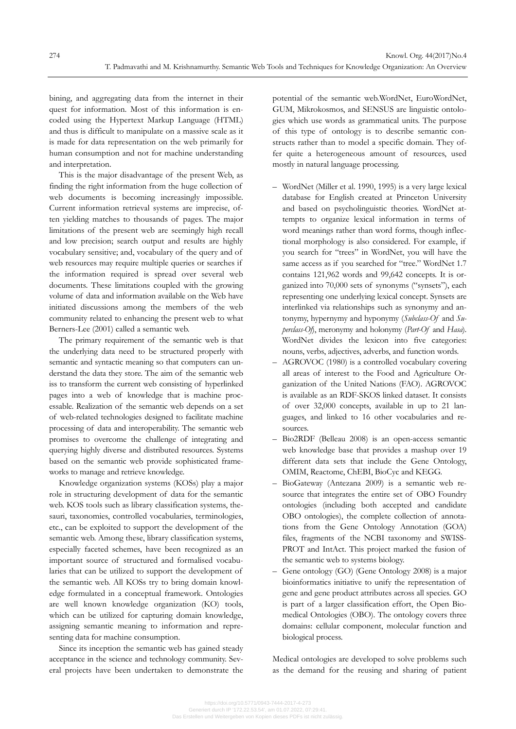bining, and aggregating data from the internet in their quest for information. Most of this information is encoded using the Hypertext Markup Language (HTML) and thus is difficult to manipulate on a massive scale as it is made for data representation on the web primarily for human consumption and not for machine understanding and interpretation.

This is the major disadvantage of the present Web, as finding the right information from the huge collection of web documents is becoming increasingly impossible. Current information retrieval systems are imprecise, often yielding matches to thousands of pages. The major limitations of the present web are seemingly high recall and low precision; search output and results are highly vocabulary sensitive; and, vocabulary of the query and of web resources may require multiple queries or searches if the information required is spread over several web documents. These limitations coupled with the growing volume of data and information available on the Web have initiated discussions among the members of the web community related to enhancing the present web to what Berners-Lee (2001) called a semantic web.

The primary requirement of the semantic web is that the underlying data need to be structured properly with semantic and syntactic meaning so that computers can understand the data they store. The aim of the semantic web iss to transform the current web consisting of hyperlinked pages into a web of knowledge that is machine processable. Realization of the semantic web depends on a set of web-related technologies designed to facilitate machine processing of data and interoperability. The semantic web promises to overcome the challenge of integrating and querying highly diverse and distributed resources. Systems based on the semantic web provide sophisticated frameworks to manage and retrieve knowledge.

Knowledge organization systems (KOSs) play a major role in structuring development of data for the semantic web. KOS tools such as library classification systems, thesauri, taxonomies, controlled vocabularies, terminologies, etc., can be exploited to support the development of the semantic web. Among these, library classification systems, especially faceted schemes, have been recognized as an important source of structured and formalised vocabularies that can be utilized to support the development of the semantic web. All KOSs try to bring domain knowledge formulated in a conceptual framework. Ontologies are well known knowledge organization (KO) tools, which can be utilized for capturing domain knowledge, assigning semantic meaning to information and representing data for machine consumption.

Since its inception the semantic web has gained steady acceptance in the science and technology community. Several projects have been undertaken to demonstrate the potential of the semantic web.WordNet, EuroWordNet, GUM, Mikrokosmos, and SENSUS are linguistic ontologies which use words as grammatical units. The purpose of this type of ontology is to describe semantic constructs rather than to model a specific domain. They offer quite a heterogeneous amount of resources, used mostly in natural language processing.

- WordNet (Miller et al. 1990, 1995) is a very large lexical database for English created at Princeton University and based on psycholinguistic theories. WordNet attempts to organize lexical information in terms of word meanings rather than word forms, though inflectional morphology is also considered. For example, if you search for "trees" in WordNet, you will have the same access as if you searched for "tree." WordNet 1.7 contains 121,962 words and 99,642 concepts. It is organized into 70,000 sets of synonyms ("synsets"), each representing one underlying lexical concept. Synsets are interlinked via relationships such as synonymy and antonymy, hypernymy and hyponymy (*Subclass-Of* and *Superclass-Of*), meronymy and holonymy (*Part-Of* and *Has-a*). WordNet divides the lexicon into five categories: nouns, verbs, adjectives, adverbs, and function words.
- AGROVOC (1980) is a controlled vocabulary covering all areas of interest to the Food and Agriculture Organization of the United Nations (FAO). AGROVOC is available as an RDF-SKOS linked dataset. It consists of over 32,000 concepts, available in up to 21 languages, and linked to 16 other vocabularies and resources.
- Bio2RDF (Belleau 2008) is an open-access semantic web knowledge base that provides a mashup over 19 different data sets that include the Gene Ontology, OMIM, Reactome, ChEBI, BioCyc and KEGG.
- BioGateway (Antezana 2009) is a semantic web resource that integrates the entire set of OBO Foundry ontologies (including both accepted and candidate OBO ontologies), the complete collection of annotations from the Gene Ontology Annotation (GOA) files, fragments of the NCBI taxonomy and SWISS-PROT and IntAct. This project marked the fusion of the semantic web to systems biology.
- Gene ontology (GO) (Gene Ontology 2008) is a major bioinformatics initiative to unify the representation of gene and gene product attributes across all species. GO is part of a larger classification effort, the Open Biomedical Ontologies (OBO). The ontology covers three domains: cellular component, molecular function and biological process.

Medical ontologies are developed to solve problems such as the demand for the reusing and sharing of patient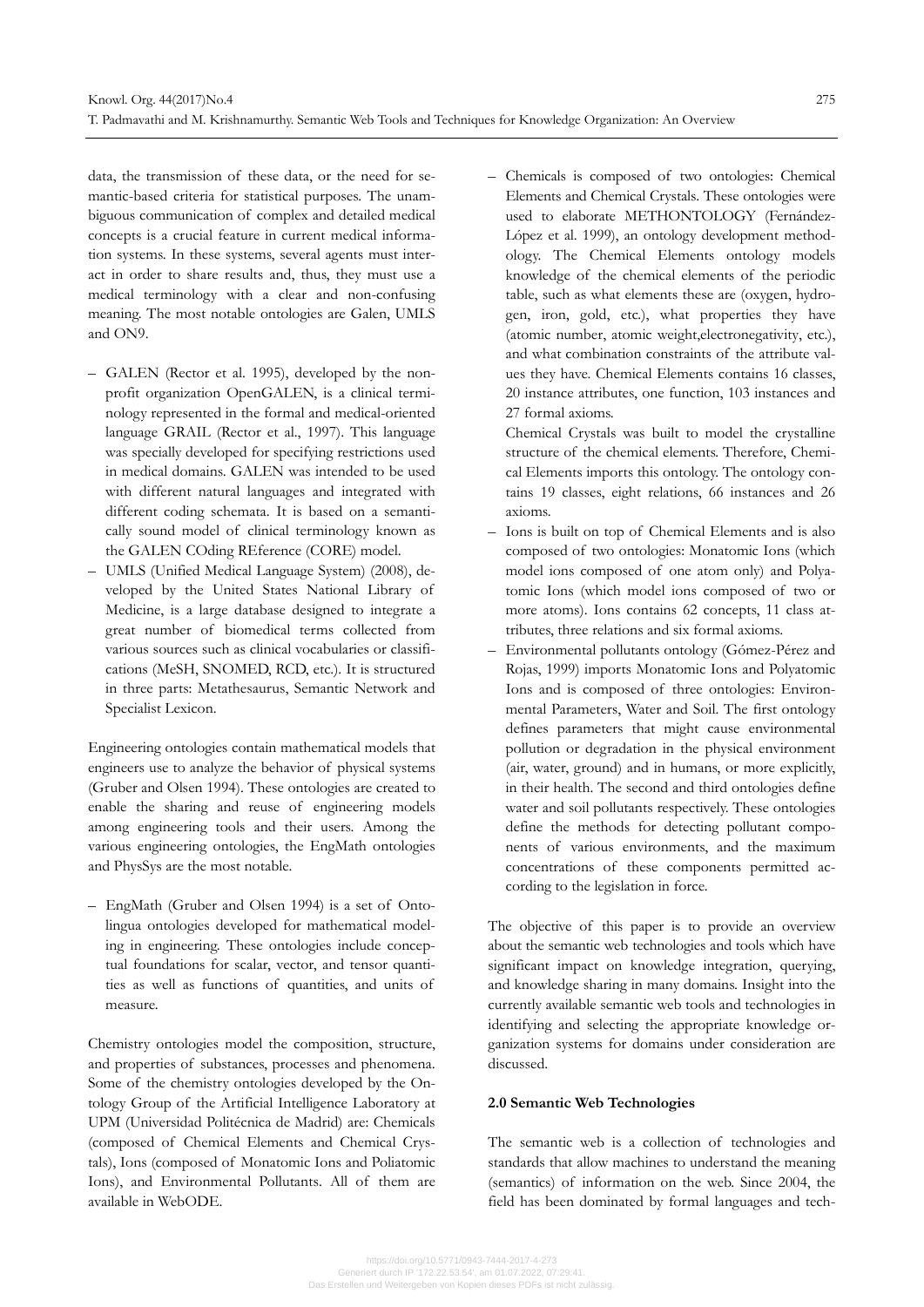data, the transmission of these data, or the need for semantic-based criteria for statistical purposes. The unambiguous communication of complex and detailed medical concepts is a crucial feature in current medical information systems. In these systems, several agents must interact in order to share results and, thus, they must use a medical terminology with a clear and non-confusing meaning. The most notable ontologies are Galen, UMLS and ON9.

– GALEN (Rector et al. 1995), developed by the non-profit organization OpenGALEN, is a clinical terminology represented in the formal and medical-oriented language GRAIL (Rector et al., 1997). This language was specially developed for specifying restrictions used in medical domains. GALEN was intended to be used with different natural languages and integrated with different coding schemata. It is based on a semantically sound model of clinical terminology known as the GALEN COding REference (CORE) model.
– UMLS (Unified Medical Language System) (2008), developed by the United States National Library of Medicine, is a large database designed to integrate a great number of biomedical terms collected from various sources such as clinical vocabularies or classifications (MeSH, SNOMED, RCD, etc.). It is structured in three parts: Metathesaurus, Semantic Network and Specialist Lexicon.

Engineering ontologies contain mathematical models that engineers use to analyze the behavior of physical systems (Gruber and Olsen 1994). These ontologies are created to enable the sharing and reuse of engineering models among engineering tools and their users. Among the various engineering ontologies, the EngMath ontologies and PhysSys are the most notable.

– EngMath (Gruber and Olsen 1994) is a set of Ontolingua ontologies developed for mathematical modeling in engineering. These ontologies include conceptual foundations for scalar, vector, and tensor quantities as well as functions of quantities, and units of measure.

Chemistry ontologies model the composition, structure, and properties of substances, processes and phenomena. Some of the chemistry ontologies developed by the Ontology Group of the Artificial Intelligence Laboratory at UPM (Universidad Politécnica de Madrid) are: Chemicals (composed of Chemical Elements and Chemical Crystals), Ions (composed of Monatomic Ions and Poliatomic Ions), and Environmental Pollutants. All of them are available in WebODE.

– Chemicals is composed of two ontologies: Chemical Elements and Chemical Crystals. These ontologies were used to elaborate METHONTOLOGY (Fernández-López et al. 1999), an ontology development methodology. The Chemical Elements ontology models knowledge of the chemical elements of the periodic table, such as what elements these are (oxygen, hydrogen, iron, gold, etc.), what properties they have (atomic number, atomic weight,electronegativity, etc.), and what combination constraints of the attribute values they have. Chemical Elements contains 16 classes, 20 instance attributes, one function, 103 instances and 27 formal axioms.

  Chemical Crystals was built to model the crystalline structure of the chemical elements. Therefore, Chemical Elements imports this ontology. The ontology contains 19 classes, eight relations, 66 instances and 26 axioms.
– Ions is built on top of Chemical Elements and is also composed of two ontologies: Monatomic Ions (which model ions composed of one atom only) and Polyatomic Ions (which model ions composed of two or more atoms). Ions contains 62 concepts, 11 class attributes, three relations and six formal axioms.
– Environmental pollutants ontology (Gómez-Pérez and Rojas, 1999) imports Monatomic Ions and Polyatomic Ions and is composed of three ontologies: Environmental Parameters, Water and Soil. The first ontology defines parameters that might cause environmental pollution or degradation in the physical environment (air, water, ground) and in humans, or more explicitly, in their health. The second and third ontologies define water and soil pollutants respectively. These ontologies define the methods for detecting pollutant components of various environments, and the maximum concentrations of these components permitted according to the legislation in force.

The objective of this paper is to provide an overview about the semantic web technologies and tools which have significant impact on knowledge integration, querying, and knowledge sharing in many domains. Insight into the currently available semantic web tools and technologies in identifying and selecting the appropriate knowledge organization systems for domains under consideration are discussed.

## 2.0 Semantic Web Technologies

The semantic web is a collection of technologies and standards that allow machines to understand the meaning (semantics) of information on the web. Since 2004, the field has been dominated by formal languages and tech-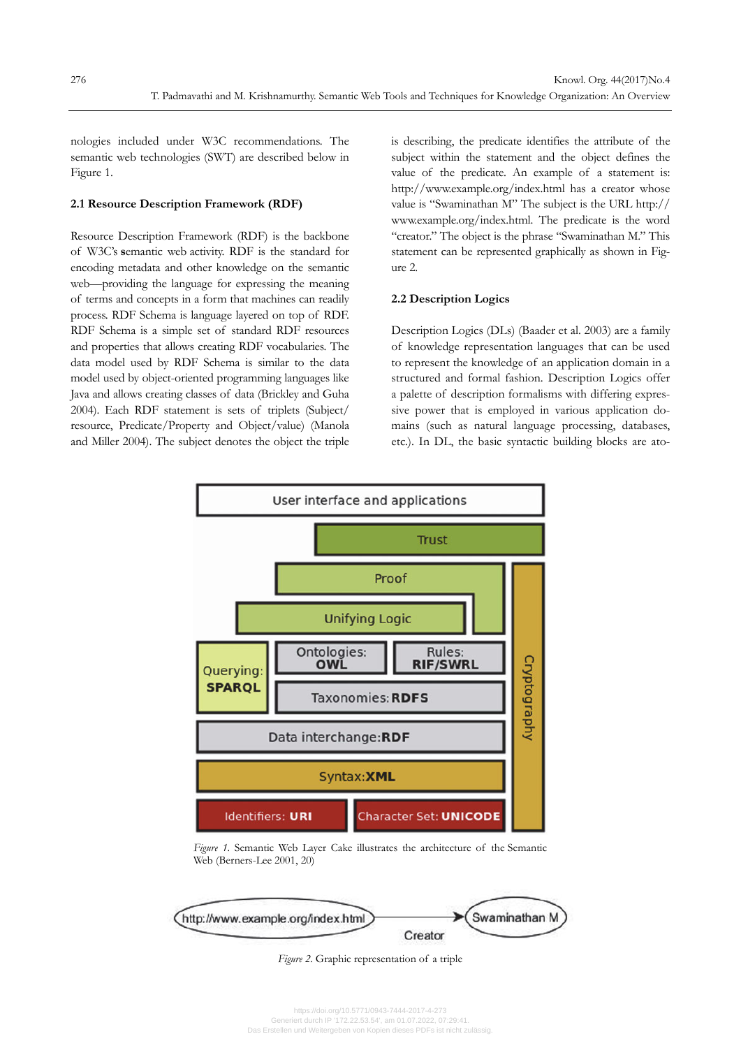nologies included under W3C recommendations. The semantic web technologies (SWT) are described below in Figure 1.

### 2.1 Resource Description Framework (RDF)

Resource Description Framework (RDF) is the backbone of W3C's semantic web activity. RDF is the standard for encoding metadata and other knowledge on the semantic web—providing the language for expressing the meaning of terms and concepts in a form that machines can readily process. RDF Schema is language layered on top of RDF. RDF Schema is a simple set of standard RDF resources and properties that allows creating RDF vocabularies. The data model used by RDF Schema is similar to the data model used by object-oriented programming languages like Java and allows creating classes of data (Brickley and Guha 2004). Each RDF statement is sets of triplets (Subject/resource, Predicate/Property and Object/value) (Manola and Miller 2004). The subject denotes the object the triple is describing, the predicate identifies the attribute of the subject within the statement and the object defines the value of the predicate. An example of a statement is: http://www.example.org/index.html has a creator whose value is "Swaminathan M" The subject is the URL http://www.example.org/index.html. The predicate is the word "creator." The object is the phrase "Swaminathan M." This statement can be represented graphically as shown in Figure 2.

### 2.2 Description Logics

Description Logics (DLs) (Baader et al. 2003) are a family of knowledge representation languages that can be used to represent the knowledge of an application domain in a structured and formal fashion. Description Logics offer a palette of description formalisms with differing expressive power that is employed in various application domains (such as natural language processing, databases, etc.). In DL, the basic syntactic building blocks are ato-

User interface and applications
Trust
Proof
Unifying Logic
Querying: SPARQL
Ontologies: OWL
Rules: RIF/SWRL
Taxonomies: RDFS
Data interchange: RDF
Syntax: XML
Identifiers: URI
Character Set: UNICODE
Cryptography

*Figure 1.* Semantic Web Layer Cake illustrates the architecture of the Semantic Web (Berners-Lee 2001, 20)

http://www.example.org/index.html —Creator→ Swaminathan M

*Figure 2.* Graphic representation of a triple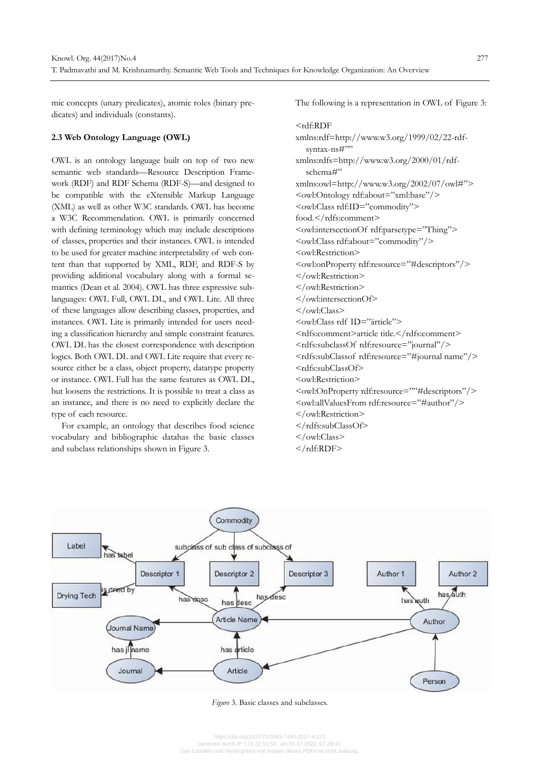mic concepts (unary predicates), atomic roles (binary predicates) and individuals (constants).

### 2.3 Web Ontology Language (OWL)

OWL is an ontology language built on top of two new semantic web standards—Resource Description Framework (RDF) and RDF Schema (RDF-S)—and designed to be compatible with the eXtensible Markup Language (XML) as well as other W3C standards. OWL has become a W3C Recommendation. OWL is primarily concerned with defining terminology which may include descriptions of classes, properties and their instances. OWL is intended to be used for greater machine interpretability of web content than that supported by XML, RDF, and RDF-S by providing additional vocabulary along with a formal semantics (Dean et al. 2004). OWL has three expressive sublanguages: OWL Full, OWL DL, and OWL Lite. All three of these languages allow describing classes, properties, and instances. OWL Lite is primarily intended for users needing a classification hierarchy and simple constraint features. OWL DL has the closest correspondence with description logics. Both OWL DL and OWL Lite require that every resource either be a class, object property, datatype property or instance. OWL Full has the same features as OWL DL, but loosens the restrictions. It is possible to treat a class as an instance, and there is no need to explicitly declare the type of each resource.

For example, an ontology that describes food science vocabulary and bibliographic datahas the basic classes and subclass relationships shown in Figure 3.

The following is a representation in OWL of Figure 3:

```
<rdf:RDF
xmlns:rdf=http://www.w3.org/1999/02/22-rdf-
  syntax-ns#""
xmlns:rdfs=http://www.w3.org/2000/01/rdf-
  schema#"
xmlns:owl=http://www.w3.org/2002/07/owl#">
<owl:Ontology rdf:about="xml:base"/>
<owl:Class rdf:ID="commodity">
food.</rdfs:comment>
<owl:intersectionOf rdf:parsetype="Thing">
<owl:Class rdf:about="commodity"/>
<owl:Restriction>
<owl:onProperty rdf:resource="#descriptors"/>
</owl:Restriction>
</owl:Restriction>
</owl:intersectionOf>
</owl:Class>
<owl:Class rdf ID="ärticle">
<rdfs:comment>article title.</rdfs:comment>
<rdfs:subclassOf rdf:resource="journal"/>
<rdfs:subClassof rdf:resource="#journal name"/>
<rdfs:subClassOf>
<owl:Restriction>
<owl:OnProperty rdf:resource=""#descriptors"/>
<owl:allValuesFrom rdf:resource="#author"/>
</owl:Restriction>
</rdfs:subClassOf>
</owl:Class>
</rdf:RDF>
```

*Figure* 3. Basic classes and subclasses.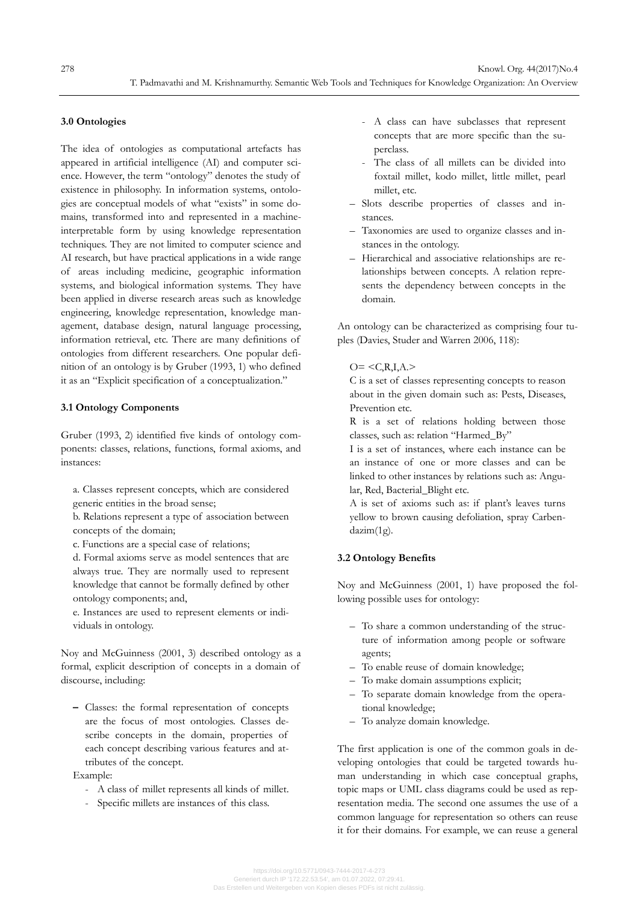### 3.0 Ontologies

The idea of ontologies as computational artefacts has appeared in artificial intelligence (AI) and computer science. However, the term "ontology" denotes the study of existence in philosophy. In information systems, ontologies are conceptual models of what "exists" in some domains, transformed into and represented in a machine-interpretable form by using knowledge representation techniques. They are not limited to computer science and AI research, but have practical applications in a wide range of areas including medicine, geographic information systems, and biological information systems. They have been applied in diverse research areas such as knowledge engineering, knowledge representation, knowledge management, database design, natural language processing, information retrieval, etc. There are many definitions of ontologies from different researchers. One popular definition of an ontology is by Gruber (1993, 1) who defined it as an "Explicit specification of a conceptualization."

### 3.1 Ontology Components

Gruber (1993, 2) identified five kinds of ontology components: classes, relations, functions, formal axioms, and instances:

a. Classes represent concepts, which are considered generic entities in the broad sense;
b. Relations represent a type of association between concepts of the domain;
c. Functions are a special case of relations;
d. Formal axioms serve as model sentences that are always true. They are normally used to represent knowledge that cannot be formally defined by other ontology components; and,
e. Instances are used to represent elements or individuals in ontology.

Noy and McGuinness (2001, 3) described ontology as a formal, explicit description of concepts in a domain of discourse, including:

- Classes: the formal representation of concepts are the focus of most ontologies. Classes describe concepts in the domain, properties of each concept describing various features and attributes of the concept.

  Example:
  - A class of millet represents all kinds of millet.
  - Specific millets are instances of this class.
  - A class can have subclasses that represent concepts that are more specific than the superclass.
  - The class of all millets can be divided into foxtail millet, kodo millet, little millet, pearl millet, etc.
- Slots describe properties of classes and instances.
- Taxonomies are used to organize classes and instances in the ontology.
- Hierarchical and associative relationships are relationships between concepts. A relation represents the dependency between concepts in the domain.

An ontology can be characterized as comprising four tuples (Davies, Studer and Warren 2006, 118):

O= <C,R,I,A.>

C is a set of classes representing concepts to reason about in the given domain such as: Pests, Diseases, Prevention etc.

R is a set of relations holding between those classes, such as: relation "Harmed_By"

I is a set of instances, where each instance can be an instance of one or more classes and can be linked to other instances by relations such as: Angular, Red, Bacterial_Blight etc.

A is set of axioms such as: if plant's leaves turns yellow to brown causing defoliation, spray Carbendazim(1g).

### 3.2 Ontology Benefits

Noy and McGuinness (2001, 1) have proposed the following possible uses for ontology:

- To share a common understanding of the structure of information among people or software agents;
- To enable reuse of domain knowledge;
- To make domain assumptions explicit;
- To separate domain knowledge from the operational knowledge;
- To analyze domain knowledge.

The first application is one of the common goals in developing ontologies that could be targeted towards human understanding in which case conceptual graphs, topic maps or UML class diagrams could be used as representation media. The second one assumes the use of a common language for representation so others can reuse it for their domains. For example, we can reuse a general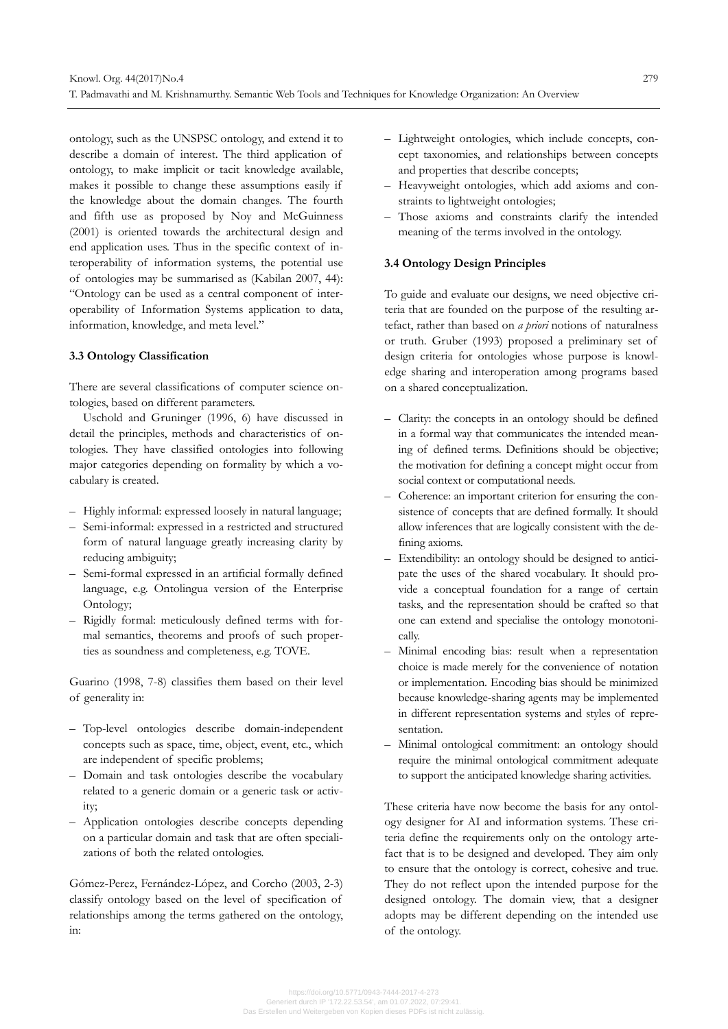ontology, such as the UNSPSC ontology, and extend it to describe a domain of interest. The third application of ontology, to make implicit or tacit knowledge available, makes it possible to change these assumptions easily if the knowledge about the domain changes. The fourth and fifth use as proposed by Noy and McGuinness (2001) is oriented towards the architectural design and end application uses. Thus in the specific context of interoperability of information systems, the potential use of ontologies may be summarised as (Kabilan 2007, 44): "Ontology can be used as a central component of interoperability of Information Systems application to data, information, knowledge, and meta level."

### 3.3 Ontology Classification

There are several classifications of computer science ontologies, based on different parameters.

Uschold and Gruninger (1996, 6) have discussed in detail the principles, methods and characteristics of ontologies. They have classified ontologies into following major categories depending on formality by which a vocabulary is created.

- Highly informal: expressed loosely in natural language;
- Semi-informal: expressed in a restricted and structured form of natural language greatly increasing clarity by reducing ambiguity;
- Semi-formal expressed in an artificial formally defined language, e.g. Ontolingua version of the Enterprise Ontology;
- Rigidly formal: meticulously defined terms with formal semantics, theorems and proofs of such properties as soundness and completeness, e.g. TOVE.

Guarino (1998, 7-8) classifies them based on their level of generality in:

- Top-level ontologies describe domain-independent concepts such as space, time, object, event, etc., which are independent of specific problems;
- Domain and task ontologies describe the vocabulary related to a generic domain or a generic task or activity;
- Application ontologies describe concepts depending on a particular domain and task that are often specializations of both the related ontologies.

Gómez-Perez, Fernández-López, and Corcho (2003, 2-3) classify ontology based on the level of specification of relationships among the terms gathered on the ontology, in:

- Lightweight ontologies, which include concepts, concept taxonomies, and relationships between concepts and properties that describe concepts;
- Heavyweight ontologies, which add axioms and constraints to lightweight ontologies;
- Those axioms and constraints clarify the intended meaning of the terms involved in the ontology.

### 3.4 Ontology Design Principles

To guide and evaluate our designs, we need objective criteria that are founded on the purpose of the resulting artefact, rather than based on *a priori* notions of naturalness or truth. Gruber (1993) proposed a preliminary set of design criteria for ontologies whose purpose is knowledge sharing and interoperation among programs based on a shared conceptualization.

- Clarity: the concepts in an ontology should be defined in a formal way that communicates the intended meaning of defined terms. Definitions should be objective; the motivation for defining a concept might occur from social context or computational needs.
- Coherence: an important criterion for ensuring the consistence of concepts that are defined formally. It should allow inferences that are logically consistent with the defining axioms.
- Extendibility: an ontology should be designed to anticipate the uses of the shared vocabulary. It should provide a conceptual foundation for a range of certain tasks, and the representation should be crafted so that one can extend and specialise the ontology monotonically.
- Minimal encoding bias: result when a representation choice is made merely for the convenience of notation or implementation. Encoding bias should be minimized because knowledge-sharing agents may be implemented in different representation systems and styles of representation.
- Minimal ontological commitment: an ontology should require the minimal ontological commitment adequate to support the anticipated knowledge sharing activities.

These criteria have now become the basis for any ontology designer for AI and information systems. These criteria define the requirements only on the ontology artefact that is to be designed and developed. They aim only to ensure that the ontology is correct, cohesive and true. They do not reflect upon the intended purpose for the designed ontology. The domain view, that a designer adopts may be different depending on the intended use of the ontology.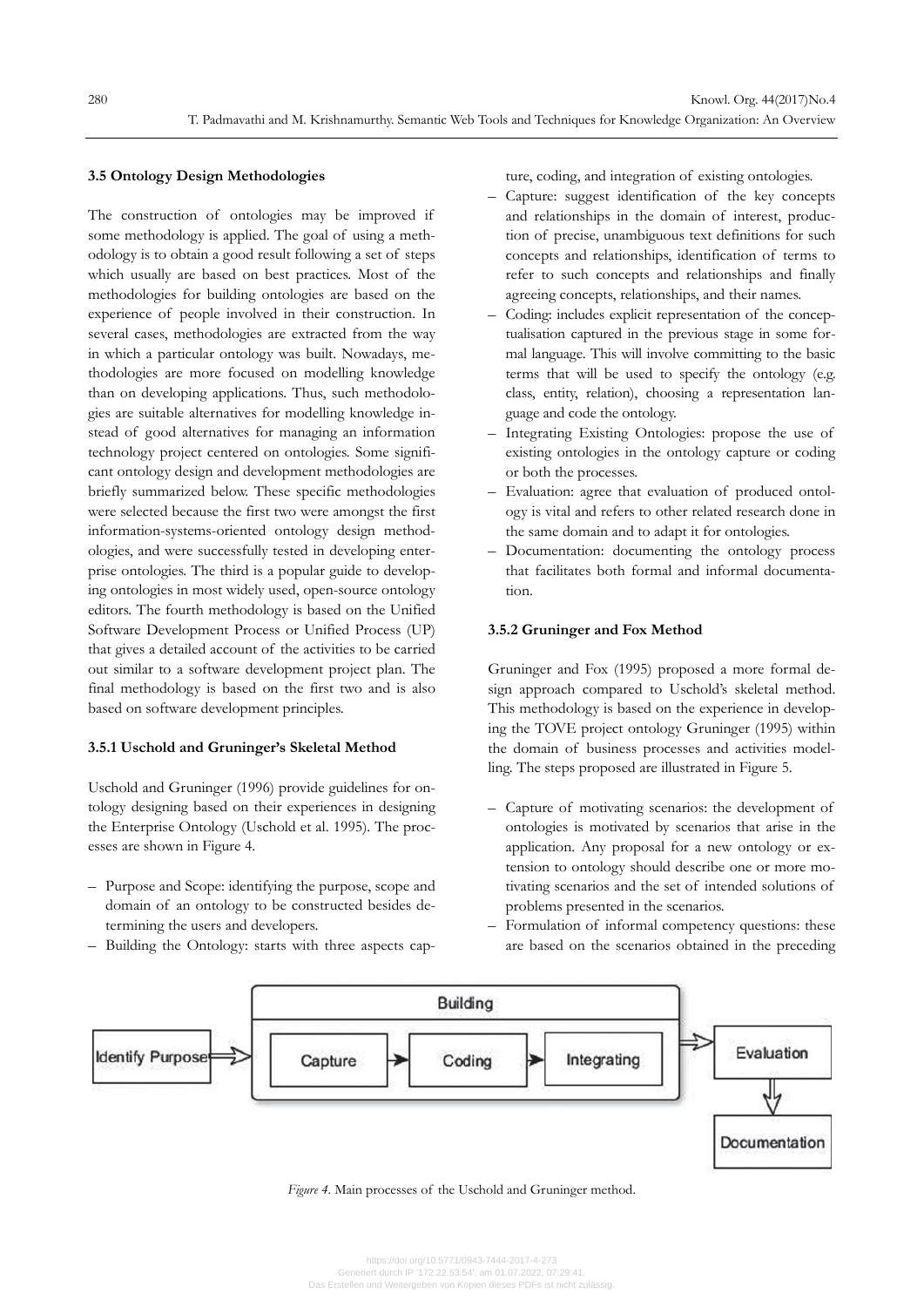### 3.5 Ontology Design Methodologies

The construction of ontologies may be improved if some methodology is applied. The goal of using a methodology is to obtain a good result following a set of steps which usually are based on best practices. Most of the methodologies for building ontologies are based on the experience of people involved in their construction. In several cases, methodologies are extracted from the way in which a particular ontology was built. Nowadays, methodologies are more focused on modelling knowledge than on developing applications. Thus, such methodologies are suitable alternatives for modelling knowledge instead of good alternatives for managing an information technology project centered on ontologies. Some significant ontology design and development methodologies are briefly summarized below. These specific methodologies were selected because the first two were amongst the first information-systems-oriented ontology design methodologies, and were successfully tested in developing enterprise ontologies. The third is a popular guide to developing ontologies in most widely used, open-source ontology editors. The fourth methodology is based on the Unified Software Development Process or Unified Process (UP) that gives a detailed account of the activities to be carried out similar to a software development project plan. The final methodology is based on the first two and is also based on software development principles.

#### 3.5.1 Uschold and Gruninger's Skeletal Method

Uschold and Gruninger (1996) provide guidelines for ontology designing based on their experiences in designing the Enterprise Ontology (Uschold et al. 1995). The processes are shown in Figure 4.

- Purpose and Scope: identifying the purpose, scope and domain of an ontology to be constructed besides determining the users and developers.
- Building the Ontology: starts with three aspects capture, coding, and integration of existing ontologies.
- Capture: suggest identification of the key concepts and relationships in the domain of interest, production of precise, unambiguous text definitions for such concepts and relationships, identification of terms to refer to such concepts and relationships and finally agreeing concepts, relationships, and their names.
- Coding: includes explicit representation of the conceptualisation captured in the previous stage in some formal language. This will involve committing to the basic terms that will be used to specify the ontology (e.g. class, entity, relation), choosing a representation language and code the ontology.
- Integrating Existing Ontologies: propose the use of existing ontologies in the ontology capture or coding or both the processes.
- Evaluation: agree that evaluation of produced ontology is vital and refers to other related research done in the same domain and to adapt it for ontologies.
- Documentation: documenting the ontology process that facilitates both formal and informal documentation.

#### 3.5.2 Gruninger and Fox Method

Gruninger and Fox (1995) proposed a more formal design approach compared to Uschold's skeletal method. This methodology is based on the experience in developing the TOVE project ontology Gruninger (1995) within the domain of business processes and activities modelling. The steps proposed are illustrated in Figure 5.

- Capture of motivating scenarios: the development of ontologies is motivated by scenarios that arise in the application. Any proposal for a new ontology or extension to ontology should describe one or more motivating scenarios and the set of intended solutions of problems presented in the scenarios.
- Formulation of informal competency questions: these are based on the scenarios obtained in the preceding

*Figure 4.* Main processes of the Uschold and Gruninger method.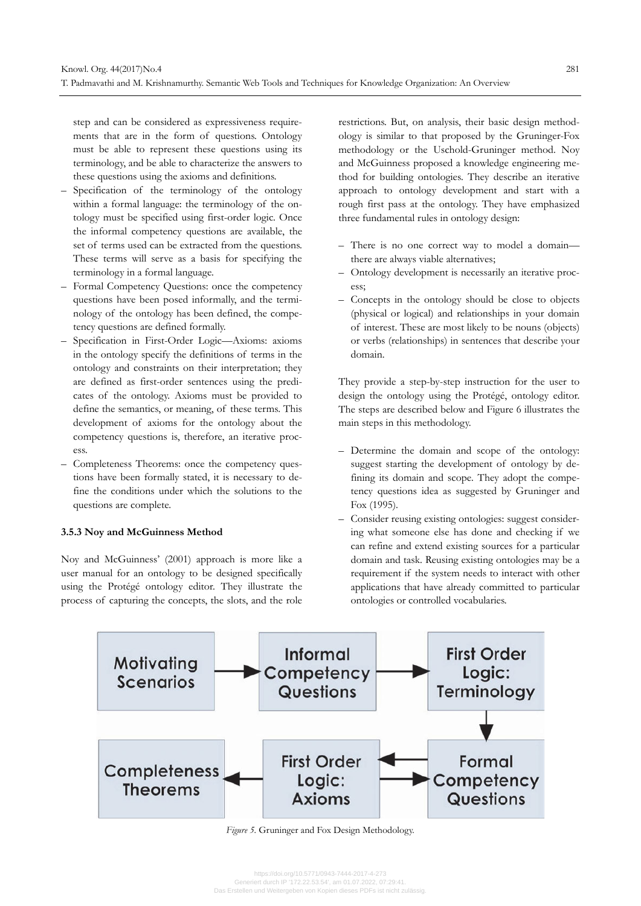step and can be considered as expressiveness requirements that are in the form of questions. Ontology must be able to represent these questions using its terminology, and be able to characterize the answers to these questions using the axioms and definitions.

- Specification of the terminology of the ontology within a formal language: the terminology of the ontology must be specified using first-order logic. Once the informal competency questions are available, the set of terms used can be extracted from the questions. These terms will serve as a basis for specifying the terminology in a formal language.
- Formal Competency Questions: once the competency questions have been posed informally, and the terminology of the ontology has been defined, the competency questions are defined formally.
- Specification in First-Order Logic—Axioms: axioms in the ontology specify the definitions of terms in the ontology and constraints on their interpretation; they are defined as first-order sentences using the predicates of the ontology. Axioms must be provided to define the semantics, or meaning, of these terms. This development of axioms for the ontology about the competency questions is, therefore, an iterative process.
- Completeness Theorems: once the competency questions have been formally stated, it is necessary to define the conditions under which the solutions to the questions are complete.

### 3.5.3 Noy and McGuinness Method

Noy and McGuinness' (2001) approach is more like a user manual for an ontology to be designed specifically using the Protégé ontology editor. They illustrate the process of capturing the concepts, the slots, and the role restrictions. But, on analysis, their basic design methodology is similar to that proposed by the Gruninger-Fox methodology or the Uschold-Gruninger method. Noy and McGuinness proposed a knowledge engineering method for building ontologies. They describe an iterative approach to ontology development and start with a rough first pass at the ontology. They have emphasized three fundamental rules in ontology design:

- There is no one correct way to model a domain—there are always viable alternatives;
- Ontology development is necessarily an iterative process;
- Concepts in the ontology should be close to objects (physical or logical) and relationships in your domain of interest. These are most likely to be nouns (objects) or verbs (relationships) in sentences that describe your domain.

They provide a step-by-step instruction for the user to design the ontology using the Protégé, ontology editor. The steps are described below and Figure 6 illustrates the main steps in this methodology.

- Determine the domain and scope of the ontology: suggest starting the development of ontology by defining its domain and scope. They adopt the competency questions idea as suggested by Gruninger and Fox (1995).
- Consider reusing existing ontologies: suggest considering what someone else has done and checking if we can refine and extend existing sources for a particular domain and task. Reusing existing ontologies may be a requirement if the system needs to interact with other applications that have already committed to particular ontologies or controlled vocabularies.

Motivating Scenarios → Informal Competency Questions → First Order Logic: Terminology → Formal Competency Questions ⇄ First Order Logic: Axioms → Completeness Theorems

*Figure 5.* Gruninger and Fox Design Methodology.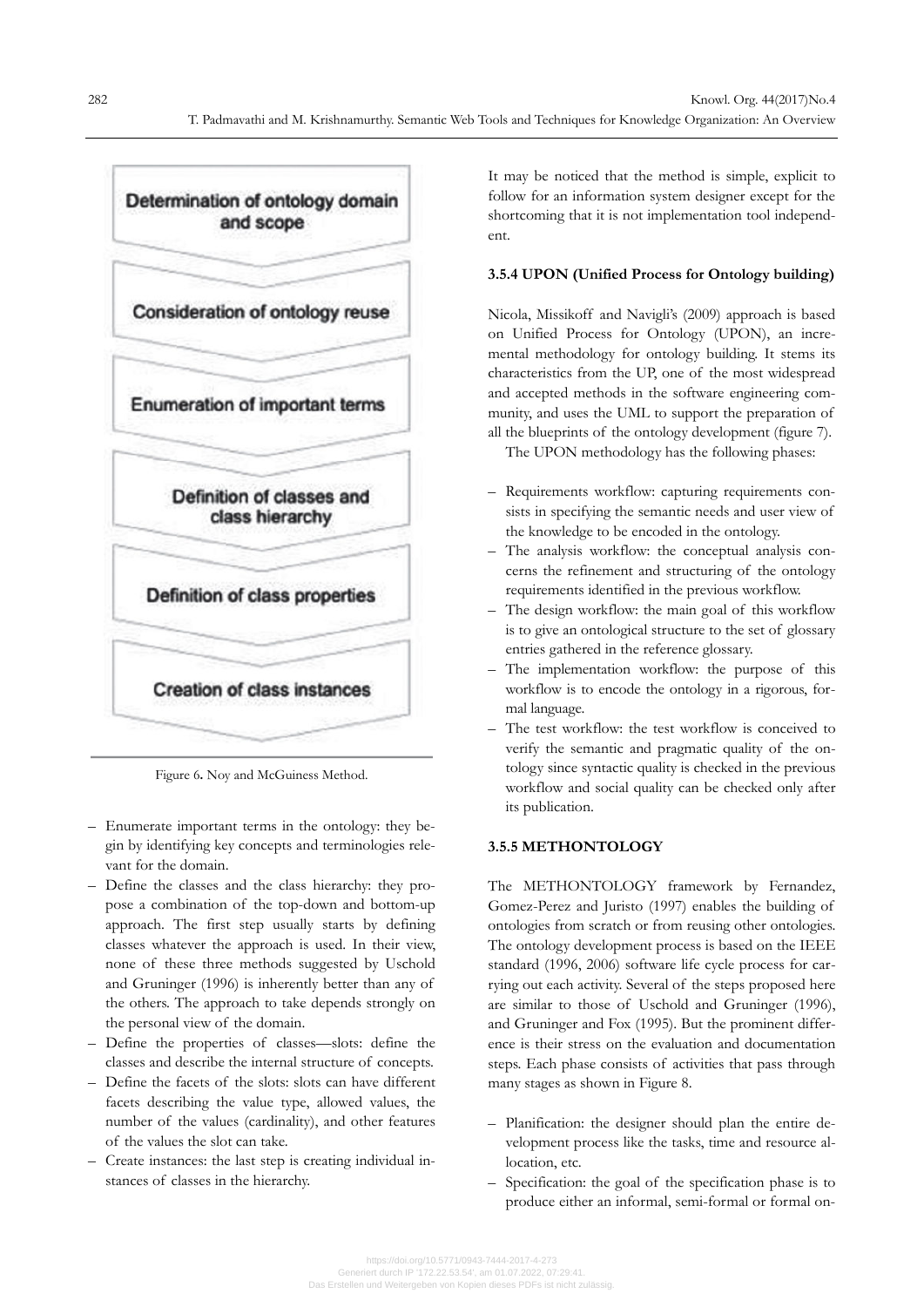Determination of ontology domain and scope

Consideration of ontology reuse

Enumeration of important terms

Definition of classes and class hierarchy

Definition of class properties

Creation of class instances

Figure 6. Noy and McGuiness Method.

– Enumerate important terms in the ontology: they begin by identifying key concepts and terminologies relevant for the domain.
– Define the classes and the class hierarchy: they propose a combination of the top-down and bottom-up approach. The first step usually starts by defining classes whatever the approach is used. In their view, none of these three methods suggested by Uschold and Gruninger (1996) is inherently better than any of the others. The approach to take depends strongly on the personal view of the domain.
– Define the properties of classes—slots: define the classes and describe the internal structure of concepts.
– Define the facets of the slots: slots can have different facets describing the value type, allowed values, the number of the values (cardinality), and other features of the values the slot can take.
– Create instances: the last step is creating individual instances of classes in the hierarchy.

It may be noticed that the method is simple, explicit to follow for an information system designer except for the shortcoming that it is not implementation tool independent.

### 3.5.4 UPON (Unified Process for Ontology building)

Nicola, Missikoff and Navigli's (2009) approach is based on Unified Process for Ontology (UPON), an incremental methodology for ontology building. It stems its characteristics from the UP, one of the most widespread and accepted methods in the software engineering community, and uses the UML to support the preparation of all the blueprints of the ontology development (figure 7).

The UPON methodology has the following phases:

– Requirements workflow: capturing requirements consists in specifying the semantic needs and user view of the knowledge to be encoded in the ontology.
– The analysis workflow: the conceptual analysis concerns the refinement and structuring of the ontology requirements identified in the previous workflow.
– The design workflow: the main goal of this workflow is to give an ontological structure to the set of glossary entries gathered in the reference glossary.
– The implementation workflow: the purpose of this workflow is to encode the ontology in a rigorous, formal language.
– The test workflow: the test workflow is conceived to verify the semantic and pragmatic quality of the ontology since syntactic quality is checked in the previous workflow and social quality can be checked only after its publication.

### 3.5.5 METHONTOLOGY

The METHONTOLOGY framework by Fernandez, Gomez-Perez and Juristo (1997) enables the building of ontologies from scratch or from reusing other ontologies. The ontology development process is based on the IEEE standard (1996, 2006) software life cycle process for carrying out each activity. Several of the steps proposed here are similar to those of Uschold and Gruninger (1996), and Gruninger and Fox (1995). But the prominent difference is their stress on the evaluation and documentation steps. Each phase consists of activities that pass through many stages as shown in Figure 8.

– Planification: the designer should plan the entire development process like the tasks, time and resource allocation, etc.
– Specification: the goal of the specification phase is to produce either an informal, semi-formal or formal on-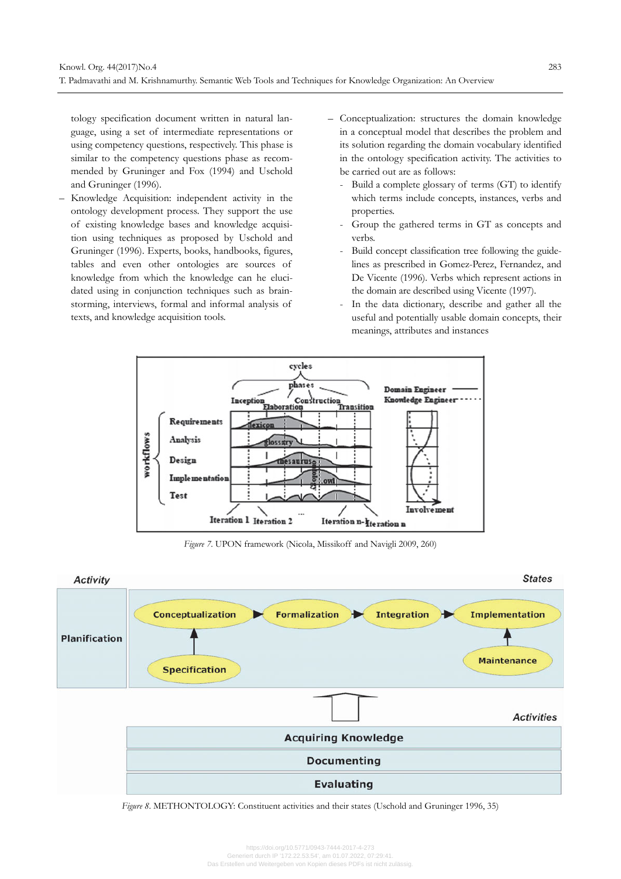tology specification document written in natural language, using a set of intermediate representations or using competency questions, respectively. This phase is similar to the competency questions phase as recommended by Gruninger and Fox (1994) and Uschold and Gruninger (1996).

– Knowledge Acquisition: independent activity in the ontology development process. They support the use of existing knowledge bases and knowledge acquisition using techniques as proposed by Uschold and Gruninger (1996). Experts, books, handbooks, figures, tables and even other ontologies are sources of knowledge from which the knowledge can he elucidated using in conjunction techniques such as brainstorming, interviews, formal and informal analysis of texts, and knowledge acquisition tools.

– Conceptualization: structures the domain knowledge in a conceptual model that describes the problem and its solution regarding the domain vocabulary identified in the ontology specification activity. The activities to be carried out are as follows:
  - Build a complete glossary of terms (GT) to identify which terms include concepts, instances, verbs and properties.
  - Group the gathered terms in GT as concepts and verbs.
  - Build concept classification tree following the guidelines as prescribed in Gomez-Perez, Fernandez, and De Vicente (1996). Verbs which represent actions in the domain are described using Vicente (1997).
  - In the data dictionary, describe and gather all the useful and potentially usable domain concepts, their meanings, attributes and instances

*Figure 7*. UPON framework (Nicola, Missikoff and Navigli 2009, 260)

*Figure 8*. METHONTOLOGY: Constituent activities and their states (Uschold and Gruninger 1996, 35)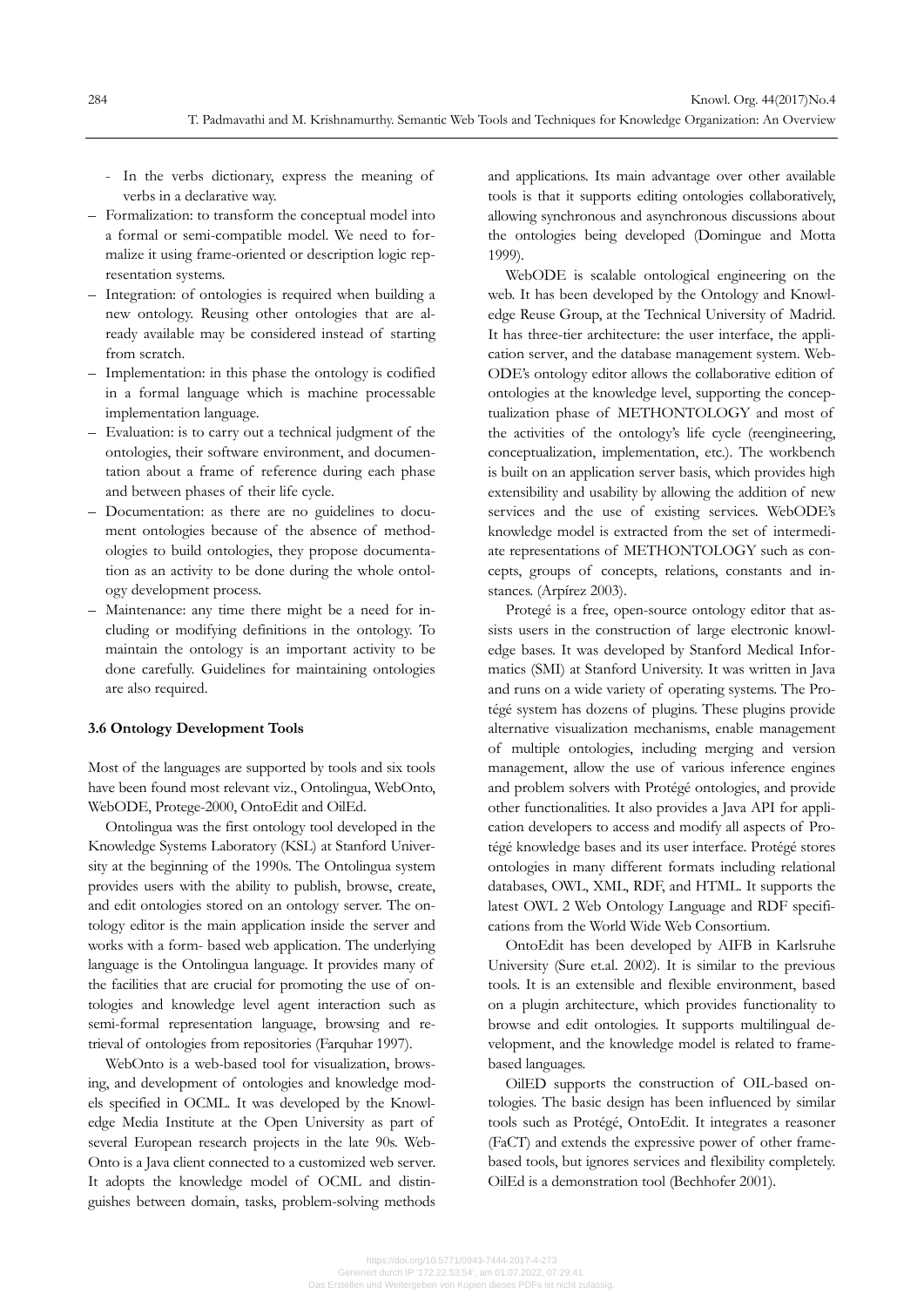- In the verbs dictionary, express the meaning of verbs in a declarative way.

– Formalization: to transform the conceptual model into a formal or semi-compatible model. We need to formalize it using frame-oriented or description logic representation systems.
– Integration: of ontologies is required when building a new ontology. Reusing other ontologies that are already available may be considered instead of starting from scratch.
– Implementation: in this phase the ontology is codified in a formal language which is machine processable implementation language.
– Evaluation: is to carry out a technical judgment of the ontologies, their software environment, and documentation about a frame of reference during each phase and between phases of their life cycle.
– Documentation: as there are no guidelines to document ontologies because of the absence of methodologies to build ontologies, they propose documentation as an activity to be done during the whole ontology development process.
– Maintenance: any time there might be a need for including or modifying definitions in the ontology. To maintain the ontology is an important activity to be done carefully. Guidelines for maintaining ontologies are also required.

### 3.6 Ontology Development Tools

Most of the languages are supported by tools and six tools have been found most relevant viz., Ontolingua, WebOnto, WebODE, Protege-2000, OntoEdit and OilEd.

Ontolingua was the first ontology tool developed in the Knowledge Systems Laboratory (KSL) at Stanford University at the beginning of the 1990s. The Ontolingua system provides users with the ability to publish, browse, create, and edit ontologies stored on an ontology server. The ontology editor is the main application inside the server and works with a form- based web application. The underlying language is the Ontolingua language. It provides many of the facilities that are crucial for promoting the use of ontologies and knowledge level agent interaction such as semi-formal representation language, browsing and retrieval of ontologies from repositories (Farquhar 1997).

WebOnto is a web-based tool for visualization, browsing, and development of ontologies and knowledge models specified in OCML. It was developed by the Knowledge Media Institute at the Open University as part of several European research projects in the late 90s. WebOnto is a Java client connected to a customized web server. It adopts the knowledge model of OCML and distinguishes between domain, tasks, problem-solving methods and applications. Its main advantage over other available tools is that it supports editing ontologies collaboratively, allowing synchronous and asynchronous discussions about the ontologies being developed (Domingue and Motta 1999).

WebODE is scalable ontological engineering on the web. It has been developed by the Ontology and Knowledge Reuse Group, at the Technical University of Madrid. It has three-tier architecture: the user interface, the application server, and the database management system. WebODE's ontology editor allows the collaborative edition of ontologies at the knowledge level, supporting the conceptualization phase of METHONTOLOGY and most of the activities of the ontology's life cycle (reengineering, conceptualization, implementation, etc.). The workbench is built on an application server basis, which provides high extensibility and usability by allowing the addition of new services and the use of existing services. WebODE's knowledge model is extracted from the set of intermediate representations of METHONTOLOGY such as concepts, groups of concepts, relations, constants and instances. (Arpírez 2003).

Protegé is a free, open-source ontology editor that assists users in the construction of large electronic knowledge bases. It was developed by Stanford Medical Informatics (SMI) at Stanford University. It was written in Java and runs on a wide variety of operating systems. The Protégé system has dozens of plugins. These plugins provide alternative visualization mechanisms, enable management of multiple ontologies, including merging and version management, allow the use of various inference engines and problem solvers with Protégé ontologies, and provide other functionalities. It also provides a Java API for application developers to access and modify all aspects of Protégé knowledge bases and its user interface. Protégé stores ontologies in many different formats including relational databases, OWL, XML, RDF, and HTML. It supports the latest OWL 2 Web Ontology Language and RDF specifications from the World Wide Web Consortium.

OntoEdit has been developed by AIFB in Karlsruhe University (Sure et.al. 2002). It is similar to the previous tools. It is an extensible and flexible environment, based on a plugin architecture, which provides functionality to browse and edit ontologies. It supports multilingual development, and the knowledge model is related to frame-based languages.

OilED supports the construction of OIL-based ontologies. The basic design has been influenced by similar tools such as Protégé, OntoEdit. It integrates a reasoner (FaCT) and extends the expressive power of other frame-based tools, but ignores services and flexibility completely. OilEd is a demonstration tool (Bechhofer 2001).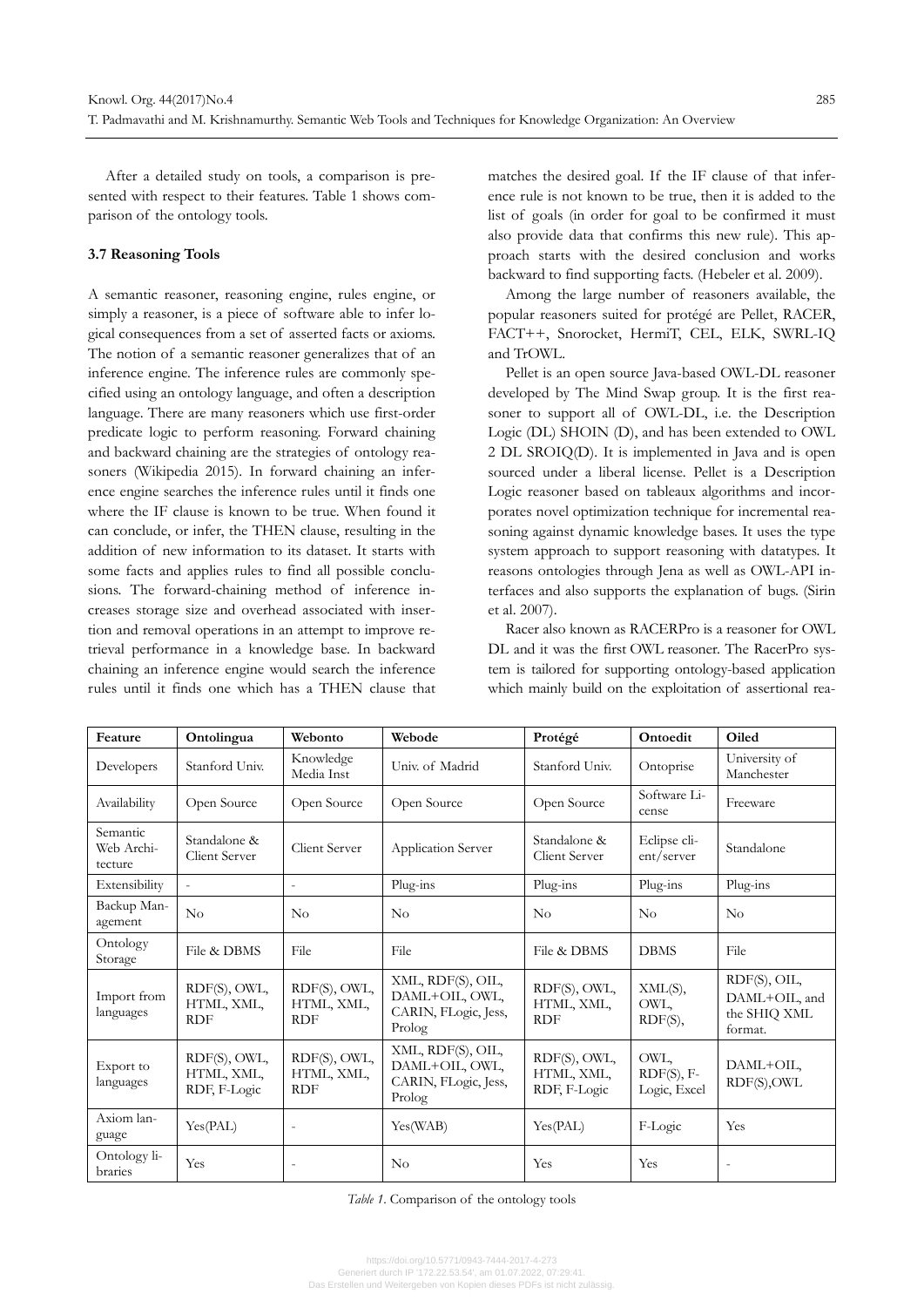After a detailed study on tools, a comparison is presented with respect to their features. Table 1 shows comparison of the ontology tools.

### 3.7 Reasoning Tools

A semantic reasoner, reasoning engine, rules engine, or simply a reasoner, is a piece of software able to infer logical consequences from a set of asserted facts or axioms. The notion of a semantic reasoner generalizes that of an inference engine. The inference rules are commonly specified using an ontology language, and often a description language. There are many reasoners which use first-order predicate logic to perform reasoning. Forward chaining and backward chaining are the strategies of ontology reasoners (Wikipedia 2015). In forward chaining an inference engine searches the inference rules until it finds one where the IF clause is known to be true. When found it can conclude, or infer, the THEN clause, resulting in the addition of new information to its dataset. It starts with some facts and applies rules to find all possible conclusions. The forward-chaining method of inference increases storage size and overhead associated with insertion and removal operations in an attempt to improve retrieval performance in a knowledge base. In backward chaining an inference engine would search the inference rules until it finds one which has a THEN clause that matches the desired goal. If the IF clause of that inference rule is not known to be true, then it is added to the list of goals (in order for goal to be confirmed it must also provide data that confirms this new rule). This approach starts with the desired conclusion and works backward to find supporting facts. (Hebeler et al. 2009).

Among the large number of reasoners available, the popular reasoners suited for protégé are Pellet, RACER, FACT++, Snorocket, HermiT, CEL, ELK, SWRL-IQ and TrOWL.

Pellet is an open source Java-based OWL-DL reasoner developed by The Mind Swap group. It is the first reasoner to support all of OWL-DL, i.e. the Description Logic (DL) SHOIN (D), and has been extended to OWL 2 DL SROIQ(D). It is implemented in Java and is open sourced under a liberal license. Pellet is a Description Logic reasoner based on tableaux algorithms and incorporates novel optimization technique for incremental reasoning against dynamic knowledge bases. It uses the type system approach to support reasoning with datatypes. It reasons ontologies through Jena as well as OWL-API interfaces and also supports the explanation of bugs. (Sirin et al. 2007).

Racer also known as RACERPro is a reasoner for OWL DL and it was the first OWL reasoner. The RacerPro system is tailored for supporting ontology-based application which mainly build on the exploitation of assertional rea-

| Feature | Ontolingua | Webonto | Webode | Protégé | Ontoedit | Oiled |
|---|---|---|---|---|---|---|
| Developers | Stanford Univ. | Knowledge Media Inst | Univ. of Madrid | Stanford Univ. | Ontoprise | University of Manchester |
| Availability | Open Source | Open Source | Open Source | Open Source | Software License | Freeware |
| Semantic Web Architecture | Standalone & Client Server | Client Server | Application Server | Standalone & Client Server | Eclipse client/server | Standalone |
| Extensibility | - | - | Plug-ins | Plug-ins | Plug-ins | Plug-ins |
| Backup Management | No | No | No | No | No | No |
| Ontology Storage | File & DBMS | File | File | File & DBMS | DBMS | File |
| Import from languages | RDF(S), OWL, HTML, XML, RDF | RDF(S), OWL, HTML, XML, RDF | XML, RDF(S), OIL, DAML+OIL, OWL, CARIN, FLogic, Jess, Prolog | RDF(S), OWL, HTML, XML, RDF | XML(S), OWL, RDF(S), | RDF(S), OIL, DAML+OIL, and the SHIQ XML format. |
| Export to languages | RDF(S), OWL, HTML, XML, RDF, F-Logic | RDF(S), OWL, HTML, XML, RDF | XML, RDF(S), OIL, DAML+OIL, OWL, CARIN, FLogic, Jess, Prolog | RDF(S), OWL, HTML, XML, RDF, F-Logic | OWL, RDF(S), F-Logic, Excel | DAML+OIL, RDF(S),OWL |
| Axiom language | Yes(PAL) | - | Yes(WAB) | Yes(PAL) | F-Logic | Yes |
| Ontology libraries | Yes | - | No | Yes | Yes | - |

*Table 1*. Comparison of the ontology tools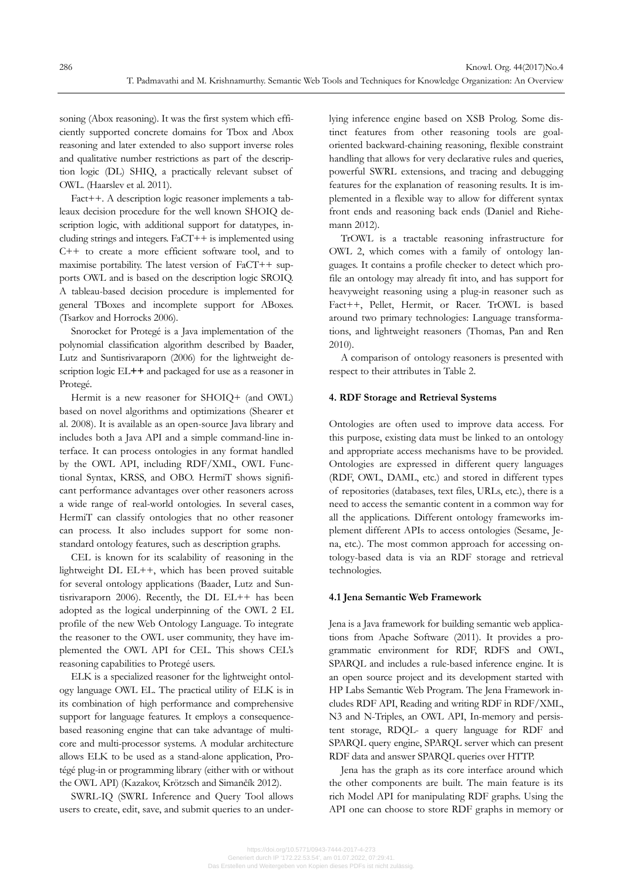soning (Abox reasoning). It was the first system which efficiently supported concrete domains for Tbox and Abox reasoning and later extended to also support inverse roles and qualitative number restrictions as part of the description logic (DL) SHIQ, a practically relevant subset of OWL. (Haarslev et al. 2011).

Fact++. A description logic reasoner implements a tableaux decision procedure for the well known SHOIQ description logic, with additional support for datatypes, including strings and integers. FaCT++ is implemented using C++ to create a more efficient software tool, and to maximise portability. The latest version of FaCT++ supports OWL and is based on the description logic SROIQ. A tableau-based decision procedure is implemented for general TBoxes and incomplete support for ABoxes. (Tsarkov and Horrocks 2006).

Snorocket for Protegé is a Java implementation of the polynomial classification algorithm described by Baader, Lutz and Suntisrivaraporn (2006) for the lightweight description logic EL**++** and packaged for use as a reasoner in Protegé.

Hermit is a new reasoner for SHOIQ+ (and OWL) based on novel algorithms and optimizations (Shearer et al. 2008). It is available as an open-source Java library and includes both a Java API and a simple command-line interface. It can process ontologies in any format handled by the OWL API, including RDF/XML, OWL Functional Syntax, KRSS, and OBO. HermiT shows significant performance advantages over other reasoners across a wide range of real-world ontologies. In several cases, HermiT can classify ontologies that no other reasoner can process. It also includes support for some nonstandard ontology features, such as description graphs.

CEL is known for its scalability of reasoning in the lightweight DL EL++, which has been proved suitable for several ontology applications (Baader, Lutz and Suntisrivaraporn 2006). Recently, the DL EL++ has been adopted as the logical underpinning of the OWL 2 EL profile of the new Web Ontology Language. To integrate the reasoner to the OWL user community, they have implemented the OWL API for CEL. This shows CEL's reasoning capabilities to Protegé users.

ELK is a specialized reasoner for the lightweight ontology language OWL EL. The practical utility of ELK is in its combination of high performance and comprehensive support for language features. It employs a consequence-based reasoning engine that can take advantage of multicore and multi-processor systems. A modular architecture allows ELK to be used as a stand-alone application, Protégé plug-in or programming library (either with or without the OWL API) (Kazakov, Krötzsch and Simančík 2012).

SWRL-IQ (SWRL Inference and Query Tool allows users to create, edit, save, and submit queries to an underlying inference engine based on XSB Prolog. Some distinct features from other reasoning tools are goal-oriented backward-chaining reasoning, flexible constraint handling that allows for very declarative rules and queries, powerful SWRL extensions, and tracing and debugging features for the explanation of reasoning results. It is implemented in a flexible way to allow for different syntax front ends and reasoning back ends (Daniel and Riehemann 2012).

TrOWL is a tractable reasoning infrastructure for OWL 2, which comes with a family of ontology languages. It contains a profile checker to detect which profile an ontology may already fit into, and has support for heavyweight reasoning using a plug-in reasoner such as Fact++, Pellet, Hermit, or Racer. TrOWL is based around two primary technologies: Language transformations, and lightweight reasoners (Thomas, Pan and Ren 2010).

A comparison of ontology reasoners is presented with respect to their attributes in Table 2.

## 4. RDF Storage and Retrieval Systems

Ontologies are often used to improve data access. For this purpose, existing data must be linked to an ontology and appropriate access mechanisms have to be provided. Ontologies are expressed in different query languages (RDF, OWL, DAML, etc.) and stored in different types of repositories (databases, text files, URLs, etc.), there is a need to access the semantic content in a common way for all the applications. Different ontology frameworks implement different APIs to access ontologies (Sesame, Jena, etc.). The most common approach for accessing ontology-based data is via an RDF storage and retrieval technologies.

### 4.1 Jena Semantic Web Framework

Jena is a Java framework for building semantic web applications from Apache Software (2011). It provides a programmatic environment for RDF, RDFS and OWL, SPARQL and includes a rule-based inference engine. It is an open source project and its development started with HP Labs Semantic Web Program. The Jena Framework includes RDF API, Reading and writing RDF in RDF/XML, N3 and N-Triples, an OWL API, In-memory and persistent storage, RDQL- a query language for RDF and SPARQL query engine, SPARQL server which can present RDF data and answer SPARQL queries over HTTP.

Jena has the graph as its core interface around which the other components are built. The main feature is its rich Model API for manipulating RDF graphs. Using the API one can choose to store RDF graphs in memory or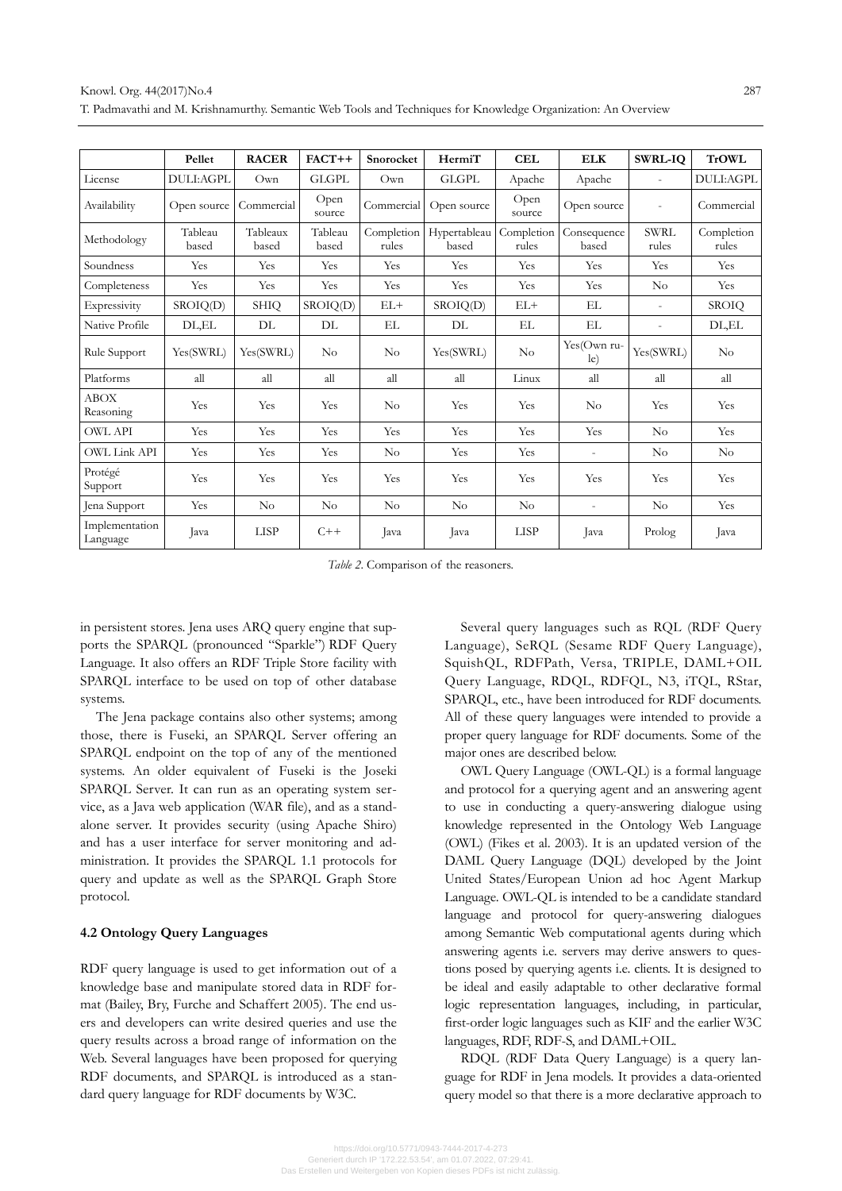|  | Pellet | RACER | FACT++ | Snorocket | HermiT | CEL | ELK | SWRL-IQ | TrOWL |
| --- | --- | --- | --- | --- | --- | --- | --- | --- | --- |
| License | DULI:AGPL | Own | GLGPL | Own | GLGPL | Apache | Apache | - | DULI:AGPL |
| Availability | Open source | Commercial | Open source | Commercial | Open source | Open source | Open source | - | Commercial |
| Methodology | Tableau based | Tableaux based | Tableau based | Completion rules | Hypertableau based | Completion rules | Consequence based | SWRL rules | Completion rules |
| Soundness | Yes | Yes | Yes | Yes | Yes | Yes | Yes | Yes | Yes |
| Completeness | Yes | Yes | Yes | Yes | Yes | Yes | Yes | No | Yes |
| Expressivity | SROIQ(D) | SHIQ | SROIQ(D) | EL+ | SROIQ(D) | EL+ | EL | - | SROIQ |
| Native Profile | DL,EL | DL | DL | EL | DL | EL | EL | - | DL,EL |
| Rule Support | Yes(SWRL) | Yes(SWRL) | No | No | Yes(SWRL) | No | Yes(Own rule) | Yes(SWRL) | No |
| Platforms | all | all | all | all | all | Linux | all | all | all |
| ABOX Reasoning | Yes | Yes | Yes | No | Yes | Yes | No | Yes | Yes |
| OWL API | Yes | Yes | Yes | Yes | Yes | Yes | Yes | No | Yes |
| OWL Link API | Yes | Yes | Yes | No | Yes | Yes | - | No | No |
| Protégé Support | Yes | Yes | Yes | Yes | Yes | Yes | Yes | Yes | Yes |
| Jena Support | Yes | No | No | No | No | No | - | No | Yes |
| Implementation Language | Java | LISP | C++ | Java | Java | LISP | Java | Prolog | Java |

*Table 2.* Comparison of the reasoners.

in persistent stores. Jena uses ARQ query engine that supports the SPARQL (pronounced "Sparkle") RDF Query Language. It also offers an RDF Triple Store facility with SPARQL interface to be used on top of other database systems.

The Jena package contains also other systems; among those, there is Fuseki, an SPARQL Server offering an SPARQL endpoint on the top of any of the mentioned systems. An older equivalent of Fuseki is the Joseki SPARQL Server. It can run as an operating system service, as a Java web application (WAR file), and as a standalone server. It provides security (using Apache Shiro) and has a user interface for server monitoring and administration. It provides the SPARQL 1.1 protocols for query and update as well as the SPARQL Graph Store protocol.

### 4.2 Ontology Query Languages

RDF query language is used to get information out of a knowledge base and manipulate stored data in RDF format (Bailey, Bry, Furche and Schaffert 2005). The end users and developers can write desired queries and use the query results across a broad range of information on the Web. Several languages have been proposed for querying RDF documents, and SPARQL is introduced as a standard query language for RDF documents by W3C.

Several query languages such as RQL (RDF Query Language), SeRQL (Sesame RDF Query Language), SquishQL, RDFPath, Versa, TRIPLE, DAML+OIL Query Language, RDQL, RDFQL, N3, iTQL, RStar, SPARQL, etc., have been introduced for RDF documents. All of these query languages were intended to provide a proper query language for RDF documents. Some of the major ones are described below.

OWL Query Language (OWL-QL) is a formal language and protocol for a querying agent and an answering agent to use in conducting a query-answering dialogue using knowledge represented in the Ontology Web Language (OWL) (Fikes et al. 2003). It is an updated version of the DAML Query Language (DQL) developed by the Joint United States/European Union ad hoc Agent Markup Language. OWL-QL is intended to be a candidate standard language and protocol for query-answering dialogues among Semantic Web computational agents during which answering agents i.e. servers may derive answers to questions posed by querying agents i.e. clients. It is designed to be ideal and easily adaptable to other declarative formal logic representation languages, including, in particular, first-order logic languages such as KIF and the earlier W3C languages, RDF, RDF-S, and DAML+OIL.

RDQL (RDF Data Query Language) is a query language for RDF in Jena models. It provides a data-oriented query model so that there is a more declarative approach to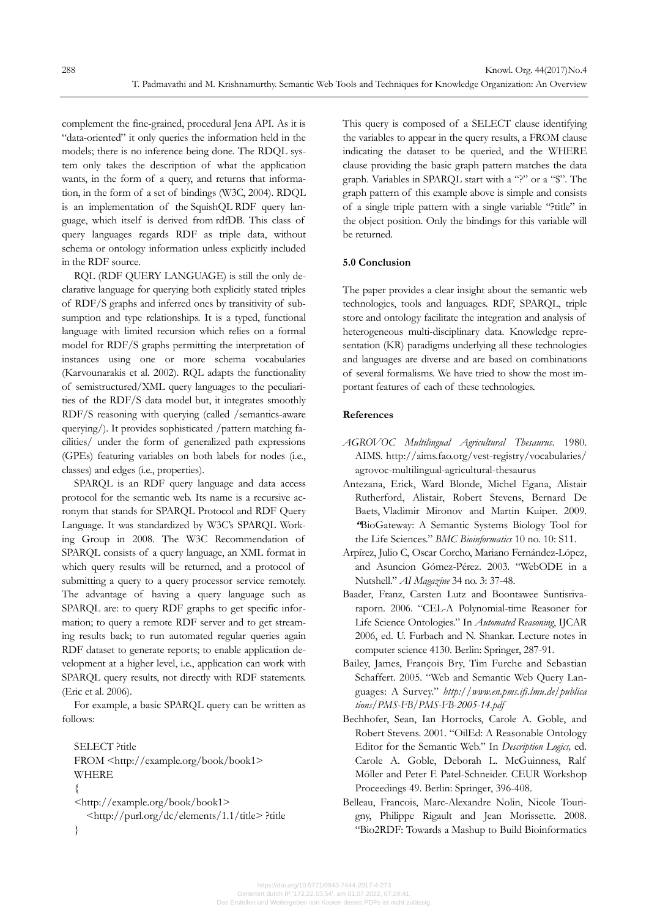complement the fine-grained, procedural Jena API. As it is "data-oriented" it only queries the information held in the models; there is no inference being done. The RDQL system only takes the description of what the application wants, in the form of a query, and returns that information, in the form of a set of bindings (W3C, 2004). RDQL is an implementation of the SquishQL RDF query language, which itself is derived from rdfDB. This class of query languages regards RDF as triple data, without schema or ontology information unless explicitly included in the RDF source.

RQL (RDF QUERY LANGUAGE) is still the only declarative language for querying both explicitly stated triples of RDF/S graphs and inferred ones by transitivity of subsumption and type relationships. It is a typed, functional language with limited recursion which relies on a formal model for RDF/S graphs permitting the interpretation of instances using one or more schema vocabularies (Karvounarakis et al. 2002). RQL adapts the functionality of semistructured/XML query languages to the peculiarities of the RDF/S data model but, it integrates smoothly RDF/S reasoning with querying (called /semantics-aware querying/). It provides sophisticated /pattern matching facilities/ under the form of generalized path expressions (GPEs) featuring variables on both labels for nodes (i.e., classes) and edges (i.e., properties).

SPARQL is an RDF query language and data access protocol for the semantic web. Its name is a recursive acronym that stands for SPARQL Protocol and RDF Query Language. It was standardized by W3C's SPARQL Working Group in 2008. The W3C Recommendation of SPARQL consists of a query language, an XML format in which query results will be returned, and a protocol of submitting a query to a query processor service remotely. The advantage of having a query language such as SPARQL are: to query RDF graphs to get specific information; to query a remote RDF server and to get streaming results back; to run automated regular queries again RDF dataset to generate reports; to enable application development at a higher level, i.e., application can work with SPARQL query results, not directly with RDF statements. (Eric et al. 2006).

For example, a basic SPARQL query can be written as follows:

```
SELECT ?title
FROM <http://example.org/book/book1>
WHERE
{
<http://example.org/book/book1>
   <http://purl.org/dc/elements/1.1/title> ?title
}
```

This query is composed of a SELECT clause identifying the variables to appear in the query results, a FROM clause indicating the dataset to be queried, and the WHERE clause providing the basic graph pattern matches the data graph. Variables in SPARQL start with a "?" or a "$". The graph pattern of this example above is simple and consists of a single triple pattern with a single variable "?title" in the object position. Only the bindings for this variable will be returned.

## 5.0 Conclusion

The paper provides a clear insight about the semantic web technologies, tools and languages. RDF, SPARQL, triple store and ontology facilitate the integration and analysis of heterogeneous multi-disciplinary data. Knowledge representation (KR) paradigms underlying all these technologies and languages are diverse and are based on combinations of several formalisms. We have tried to show the most important features of each of these technologies.

## References

*AGROVOC Multilingual Agricultural Thesaurus*. 1980. AIMS. http://aims.fao.org/vest-registry/vocabularies/agrovoc-multilingual-agricultural-thesaurus

Antezana, Erick, Ward Blonde, Michel Egana, Alistair Rutherford, Alistair, Robert Stevens, Bernard De Baets, Vladimir Mironov and Martin Kuiper. 2009. "BioGateway: A Semantic Systems Biology Tool for the Life Sciences." *BMC Bioinformatics* 10 no. 10: S11.

Arpírez, Julio C, Oscar Corcho, Mariano Fernández-López, and Asuncion Gómez-Pérez. 2003. "WebODE in a Nutshell." *AI Magazine* 34 no. 3: 37-48.

Baader, Franz, Carsten Lutz and Boontawee Suntisrivaraporn. 2006. "CEL-A Polynomial-time Reasoner for Life Science Ontologies." In *Automated Reasoning*, IJCAR 2006, ed. U. Furbach and N. Shankar. Lecture notes in computer science 4130. Berlin: Springer, 287-91.

Bailey, James, François Bry, Tim Furche and Sebastian Schaffert. 2005. "Web and Semantic Web Query Languages: A Survey." *http://www.en.pms.ifi.lmu.de/publications/PMS-FB/PMS-FB-2005-14.pdf*

Bechhofer, Sean, Ian Horrocks, Carole A. Goble, and Robert Stevens. 2001. "OilEd: A Reasonable Ontology Editor for the Semantic Web." In *Description Logics,* ed. Carole A. Goble, Deborah L. McGuinness, Ralf Möller and Peter F. Patel-Schneider. CEUR Workshop Proceedings 49. Berlin: Springer, 396-408.

Belleau, Francois, Marc-Alexandre Nolin, Nicole Tourigny, Philippe Rigault and Jean Morissette. 2008. "Bio2RDF: Towards a Mashup to Build Bioinformatics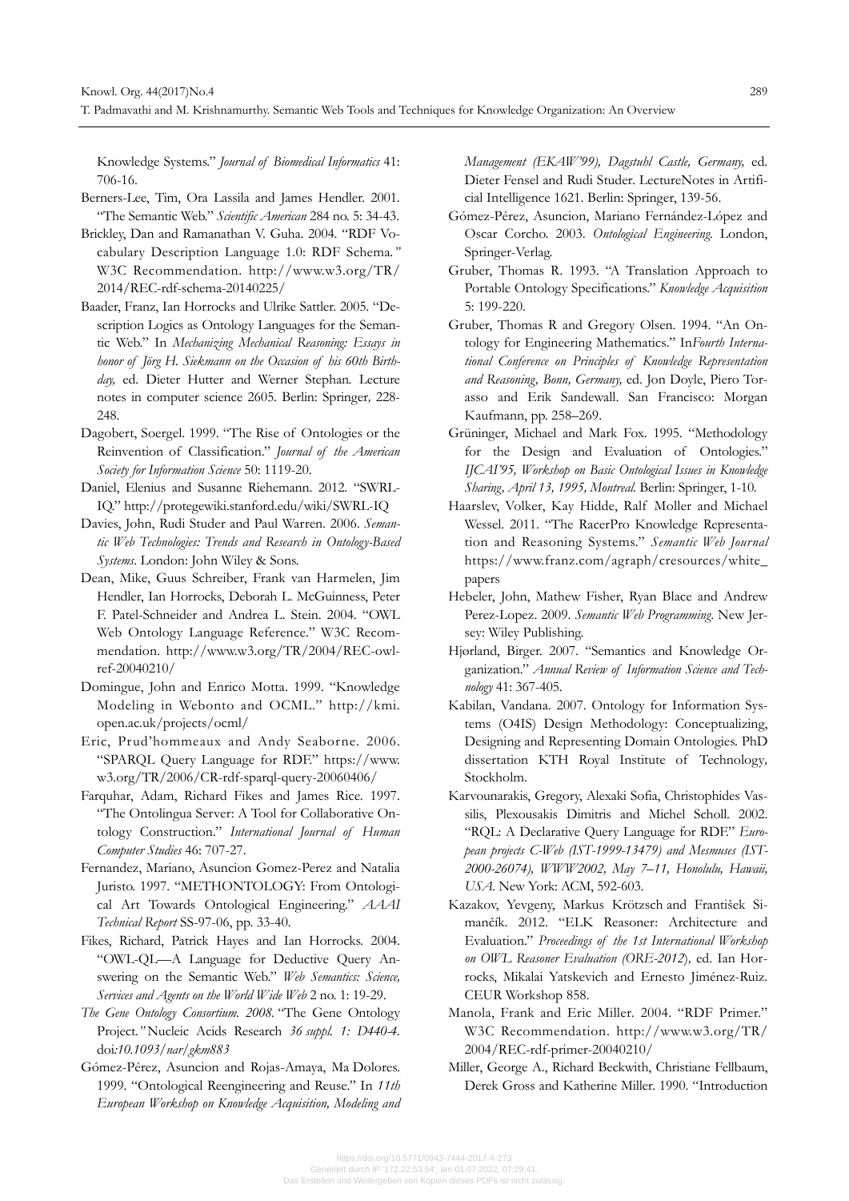Knowledge Systems." *Journal of Biomedical Informatics* 41: 706-16.

Berners-Lee, Tim, Ora Lassila and James Hendler. 2001. "The Semantic Web." *Scientific American* 284 no. 5: 34-43.

Brickley, Dan and Ramanathan V. Guha. 2004. "RDF Vocabulary Description Language 1.0: RDF Schema." W3C Recommendation. http://www.w3.org/TR/2014/REC-rdf-schema-20140225/

Baader, Franz, Ian Horrocks and Ulrike Sattler. 2005. "Description Logics as Ontology Languages for the Semantic Web." In *Mechanizing Mechanical Reasoning: Essays in honor of Jörg H. Siekmann on the Occasion of his 60th Birthday,* ed. Dieter Hutter and Werner Stephan. Lecture notes in computer science 2605. Berlin: Springer, 228-248.

Dagobert, Soergel. 1999. "The Rise of Ontologies or the Reinvention of Classification." *Journal of the American Society for Information Science* 50: 1119-20.

Daniel, Elenius and Susanne Riehemann. 2012. "SWRL-IQ." http://protegewiki.stanford.edu/wiki/SWRL-IQ

Davies, John, Rudi Studer and Paul Warren. 2006. *Semantic Web Technologies: Trends and Research in Ontology-Based Systems*. London: John Wiley & Sons.

Dean, Mike, Guus Schreiber, Frank van Harmelen, Jim Hendler, Ian Horrocks, Deborah L. McGuinness, Peter F. Patel-Schneider and Andrea L. Stein. 2004. "OWL Web Ontology Language Reference." W3C Recommendation. http://www.w3.org/TR/2004/REC-owl-ref-20040210/

Domingue, John and Enrico Motta. 1999. "Knowledge Modeling in Webonto and OCML." http://kmi.open.ac.uk/projects/ocml/

Eric, Prud'hommeaux and Andy Seaborne. 2006. "SPARQL Query Language for RDF." https://www.w3.org/TR/2006/CR-rdf-sparql-query-20060406/

Farquhar, Adam, Richard Fikes and James Rice. 1997. "The Ontolingua Server: A Tool for Collaborative Ontology Construction." *International Journal of Human Computer Studies* 46: 707-27.

Fernandez, Mariano, Asuncion Gomez-Perez and Natalia Juristo. 1997. "METHONTOLOGY: From Ontological Art Towards Ontological Engineering." *AAAI Technical Report* SS-97-06, pp. 33-40.

Fikes, Richard, Patrick Hayes and Ian Horrocks. 2004. "OWL-QL—A Language for Deductive Query Answering on the Semantic Web." *Web Semantics: Science, Services and Agents on the World Wide Web* 2 no. 1: 19-29.

*The Gene Ontology Consortium. 2008.* "The Gene Ontology Project." Nucleic Acids Research *36 suppl. 1: D440-4.* doi:*10.1093/nar/gkm883*

Gómez-Pérez, Asuncion and Rojas-Amaya, Ma Dolores. 1999. "Ontological Reengineering and Reuse." In *11th European Workshop on Knowledge Acquisition, Modeling and Management (EKAW'99), Dagstuhl Castle, Germany,* ed. Dieter Fensel and Rudi Studer. LectureNotes in Artificial Intelligence 1621. Berlin: Springer, 139-56.

Gómez-Pérez, Asuncion, Mariano Fernández-López and Oscar Corcho. 2003. *Ontological Engineering.* London, Springer-Verlag.

Gruber, Thomas R. 1993. "A Translation Approach to Portable Ontology Specifications." *Knowledge Acquisition* 5: 199-220.

Gruber, Thomas R and Gregory Olsen. 1994. "An Ontology for Engineering Mathematics." In*Fourth International Conference on Principles of Knowledge Representation and Reasoning, Bonn, Germany,* ed. Jon Doyle, Piero Torasso and Erik Sandewall. San Francisco: Morgan Kaufmann, pp. 258–269.

Grüninger, Michael and Mark Fox. 1995. "Methodology for the Design and Evaluation of Ontologies." *IJCAI'95, Workshop on Basic Ontological Issues in Knowledge Sharing, April 13, 1995, Montreal.* Berlin: Springer, 1-10.

Haarslev, Volker, Kay Hidde, Ralf Moller and Michael Wessel. 2011. "The RacerPro Knowledge Representation and Reasoning Systems." *Semantic Web Journal* https://www.franz.com/agraph/cresources/white_papers

Hebeler, John, Mathew Fisher, Ryan Blace and Andrew Perez-Lopez. 2009. *Semantic Web Programming*. New Jersey: Wiley Publishing.

Hjørland, Birger. 2007. "Semantics and Knowledge Organization." *Annual Review of Information Science and Technology* 41: 367-405.

Kabilan, Vandana. 2007. Ontology for Information Systems (O4IS) Design Methodology: Conceptualizing, Designing and Representing Domain Ontologies. PhD dissertation KTH Royal Institute of Technology, Stockholm.

Karvounarakis, Gregory, Alexaki Sofia, Christophides Vassilis, Plexousakis Dimitris and Michel Scholl. 2002. "RQL: A Declarative Query Language for RDF." *European projects C-Web (IST-1999-13479) and Mesmuses (IST-2000-26074), WWW2002, May 7–11, Honolulu, Hawaii, USA.* New York: ACM, 592-603.

Kazakov, Yevgeny, Markus Krötzsch and František Simančík. 2012. "ELK Reasoner: Architecture and Evaluation." *Proceedings of the 1st International Workshop on OWL Reasoner Evaluation (ORE-2012),* ed. Ian Horrocks, Mikalai Yatskevich and Ernesto Jiménez-Ruiz. CEUR Workshop 858.

Manola, Frank and Eric Miller. 2004. "RDF Primer." W3C Recommendation. http://www.w3.org/TR/2004/REC-rdf-primer-20040210/

Miller, George A., Richard Beckwith, Christiane Fellbaum, Derek Gross and Katherine Miller. 1990. "Introduction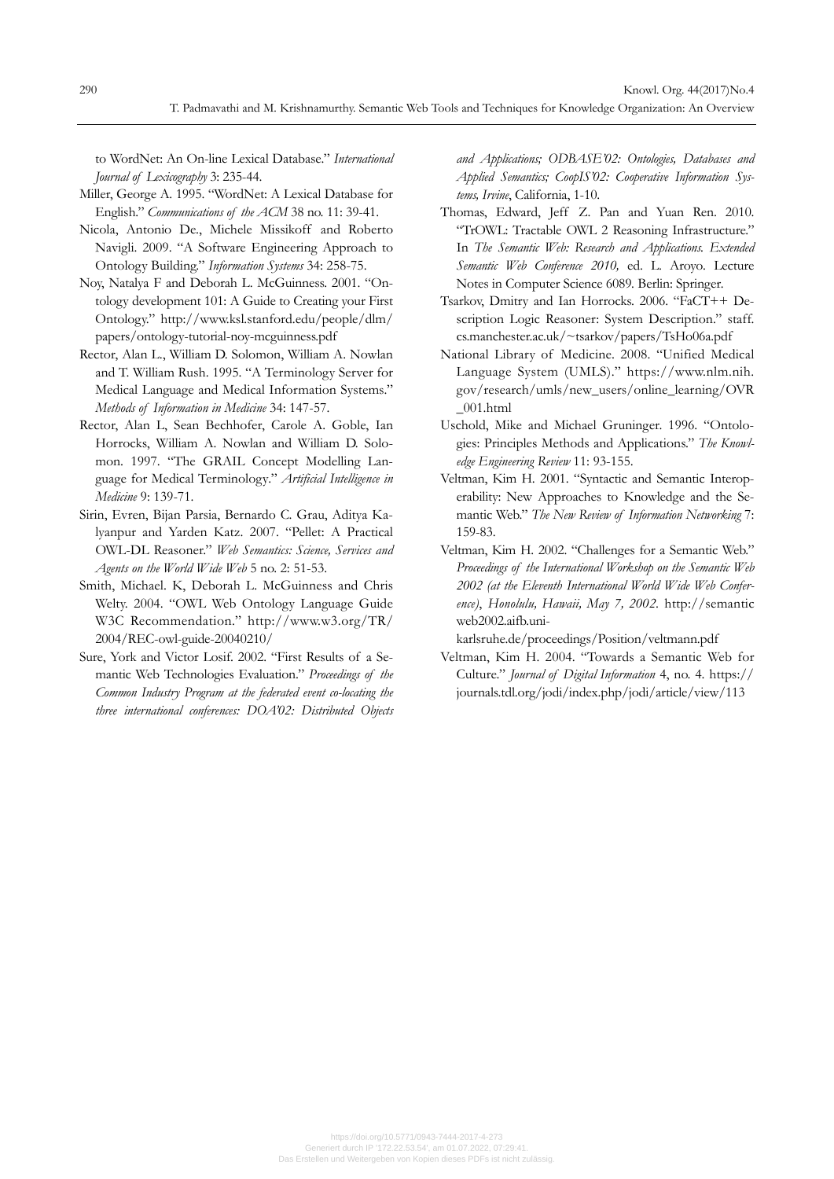to WordNet: An On-line Lexical Database." *International Journal of Lexicography* 3: 235-44.

Miller, George A. 1995. "WordNet: A Lexical Database for English." *Communications of the ACM* 38 no. 11: 39-41.

Nicola, Antonio De., Michele Missikoff and Roberto Navigli. 2009. "A Software Engineering Approach to Ontology Building." *Information Systems* 34: 258-75.

Noy, Natalya F and Deborah L. McGuinness. 2001. "Ontology development 101: A Guide to Creating your First Ontology." http://www.ksl.stanford.edu/people/dlm/papers/ontology-tutorial-noy-mcguinness.pdf

Rector, Alan L., William D. Solomon, William A. Nowlan and T. William Rush. 1995. "A Terminology Server for Medical Language and Medical Information Systems." *Methods of Information in Medicine* 34: 147-57.

Rector, Alan L, Sean Bechhofer, Carole A. Goble, Ian Horrocks, William A. Nowlan and William D. Solomon. 1997. "The GRAIL Concept Modelling Language for Medical Terminology." *Artificial Intelligence in Medicine* 9: 139-71.

Sirin, Evren, Bijan Parsia, Bernardo C. Grau, Aditya Kalyanpur and Yarden Katz. 2007. "Pellet: A Practical OWL-DL Reasoner." *Web Semantics: Science, Services and Agents on the World Wide Web* 5 no. 2: 51-53.

Smith, Michael. K, Deborah L. McGuinness and Chris Welty. 2004. "OWL Web Ontology Language Guide W3C Recommendation." http://www.w3.org/TR/2004/REC-owl-guide-20040210/

Sure, York and Victor Losif. 2002. "First Results of a Semantic Web Technologies Evaluation." *Proceedings of the Common Industry Program at the federated event co-locating the three international conferences: DOA'02: Distributed Objects and Applications; ODBASE'02: Ontologies, Databases and Applied Semantics; CoopIS'02: Cooperative Information Systems, Irvine*, California, 1-10.

Thomas, Edward, Jeff Z. Pan and Yuan Ren. 2010. "TrOWL: Tractable OWL 2 Reasoning Infrastructure." In *The Semantic Web: Research and Applications. Extended Semantic Web Conference 2010,* ed. L. Aroyo. Lecture Notes in Computer Science 6089. Berlin: Springer.

Tsarkov, Dmitry and Ian Horrocks. 2006. "FaCT++ Description Logic Reasoner: System Description." staff.cs.manchester.ac.uk/~tsarkov/papers/TsHo06a.pdf

National Library of Medicine. 2008. "Unified Medical Language System (UMLS)." https://www.nlm.nih.gov/research/umls/new_users/online_learning/OVR_001.html

Uschold, Mike and Michael Gruninger. 1996. "Ontologies: Principles Methods and Applications." *The Knowledge Engineering Review* 11: 93-155.

Veltman, Kim H. 2001. "Syntactic and Semantic Interoperability: New Approaches to Knowledge and the Semantic Web." *The New Review of Information Networking* 7: 159-83.

Veltman, Kim H. 2002. "Challenges for a Semantic Web." *Proceedings of the International Workshop on the Semantic Web 2002 (at the Eleventh International World Wide Web Conference), Honolulu, Hawaii, May 7, 2002*. http://semanticweb2002.aifb.uni-karlsruhe.de/proceedings/Position/veltmann.pdf

Veltman, Kim H. 2004. "Towards a Semantic Web for Culture." *Journal of Digital Information* 4, no. 4. https://journals.tdl.org/jodi/index.php/jodi/article/view/113